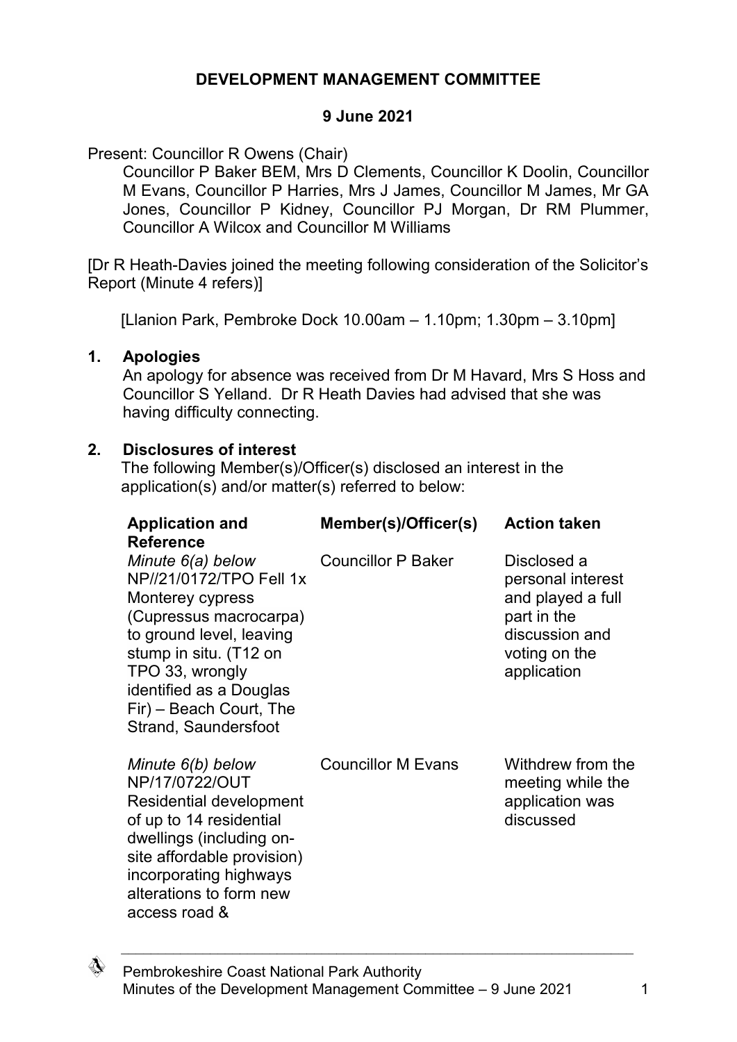**DEVELOPMENT MANAGEMENT COMMITTEE**

**9 June 2021**

Present: Councillor R Owens (Chair)

Councillor P Baker BEM, Mrs D Clements, Councillor K Doolin, Councillor M Evans, Councillor P Harries, Mrs J James, Councillor M James, Mr GA Jones, Councillor P Kidney, Councillor PJ Morgan, Dr RM Plummer, Councillor A Wilcox and Councillor M Williams

[Dr R Heath-Davies joined the meeting following consideration of the Solicitor's Report (Minute 4 refers)]

[Llanion Park, Pembroke Dock 10.00am – 1.10pm; 1.30pm – 3.10pm]

## 1. Apologies

An apology for absence was received from Dr M Havard, Mrs S Hoss and Councillor S Yelland. Dr R Heath Davies had advised that she was having difficulty connecting.

## 2. Disclosures of interest

The following Member(s)/Officer(s) disclosed an interest in the application(s) and/or matter(s) referred to below:

| Application and Reference | Member(s)/Officer(s) | Action taken |
|---|---|---|
| *Minute 6(a) below* NP//21/0172/TPO Fell 1x Monterey cypress (Cupressus macrocarpa) to ground level, leaving stump in situ. (T12 on TPO 33, wrongly identified as a Douglas Fir) – Beach Court, The Strand, Saundersfoot | Councillor P Baker | Disclosed a personal interest and played a full part in the discussion and voting on the application |
| *Minute 6(b) below* NP/17/0722/OUT Residential development of up to 14 residential dwellings (including on-site affordable provision) incorporating highways alterations to form new access road & | Councillor M Evans | Withdrew from the meeting while the application was discussed |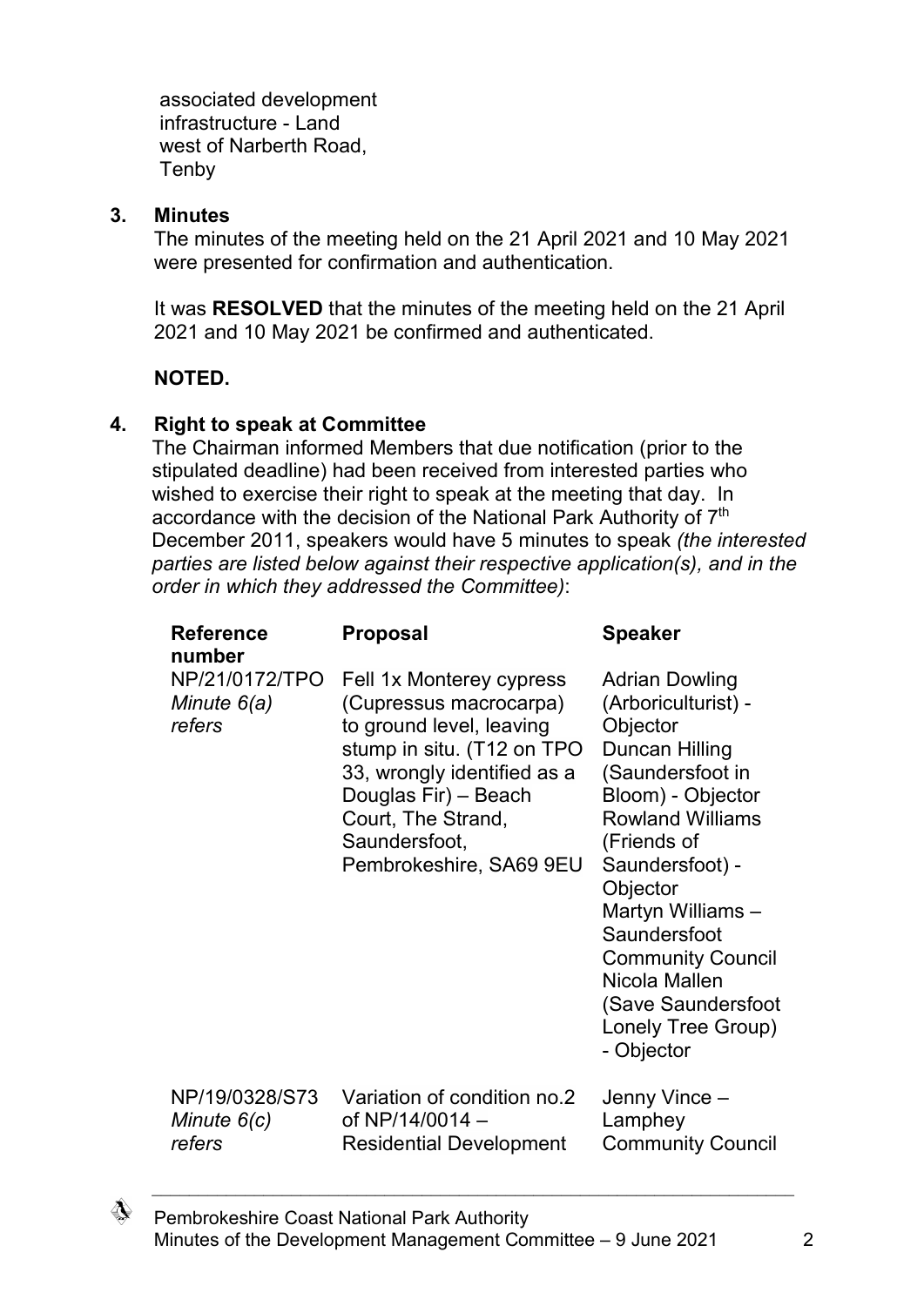associated development infrastructure - Land west of Narberth Road, Tenby

**3. Minutes**

The minutes of the meeting held on the 21 April 2021 and 10 May 2021 were presented for confirmation and authentication.

It was **RESOLVED** that the minutes of the meeting held on the 21 April 2021 and 10 May 2021 be confirmed and authenticated.

**NOTED.**

**4. Right to speak at Committee**

The Chairman informed Members that due notification (prior to the stipulated deadline) had been received from interested parties who wished to exercise their right to speak at the meeting that day. In accordance with the decision of the National Park Authority of 7th December 2011, speakers would have 5 minutes to speak *(the interested parties are listed below against their respective application(s), and in the order in which they addressed the Committee)*:

| Reference number | Proposal | Speaker |
|---|---|---|
| NP/21/0172/TPO *Minute 6(a) refers* | Fell 1x Monterey cypress (Cupressus macrocarpa) to ground level, leaving stump in situ. (T12 on TPO 33, wrongly identified as a Douglas Fir) – Beach Court, The Strand, Saundersfoot, Pembrokeshire, SA69 9EU | Adrian Dowling (Arboriculturist) - Objector<br>Duncan Hilling (Saundersfoot in Bloom) - Objector<br>Rowland Williams (Friends of Saundersfoot) - Objector<br>Martyn Williams – Saundersfoot Community Council<br>Nicola Mallen (Save Saundersfoot Lonely Tree Group) - Objector |
| NP/19/0328/S73 *Minute 6(c) refers* | Variation of condition no.2 of NP/14/0014 – Residential Development | Jenny Vince – Lamphey Community Council |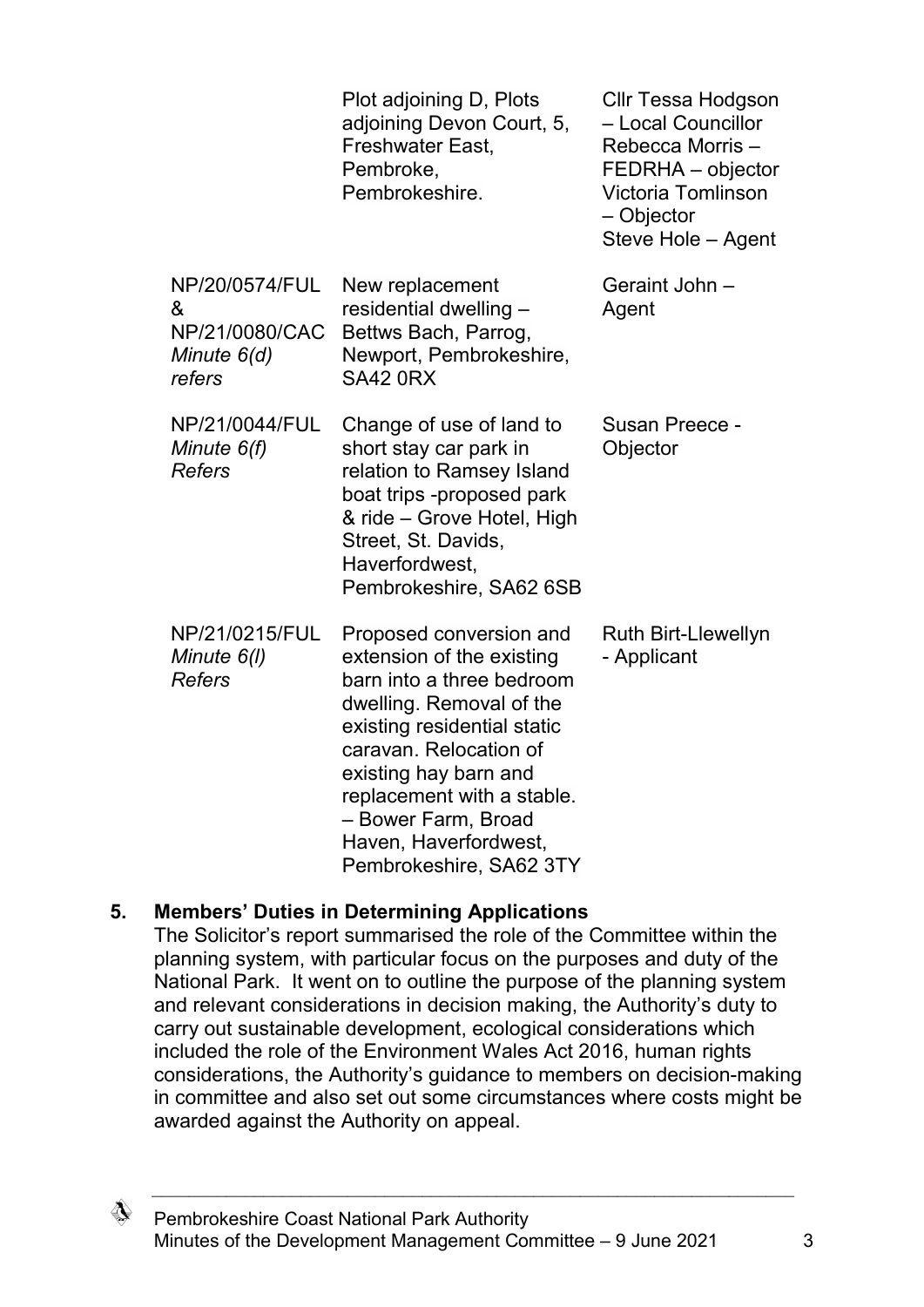| | | |
|---|---|---|
| | Plot adjoining D, Plots adjoining Devon Court, 5, Freshwater East, Pembroke, Pembrokeshire. | Cllr Tessa Hodgson – Local Councillor<br>Rebecca Morris – FEDRHA – objector<br>Victoria Tomlinson – Objector<br>Steve Hole – Agent |
| NP/20/0574/FUL & NP/21/0080/CAC *Minute 6(d) refers* | New replacement residential dwelling – Bettws Bach, Parrog, Newport, Pembrokeshire, SA42 0RX | Geraint John – Agent |
| NP/21/0044/FUL *Minute 6(f) Refers* | Change of use of land to short stay car park in relation to Ramsey Island boat trips -proposed park & ride – Grove Hotel, High Street, St. Davids, Haverfordwest, Pembrokeshire, SA62 6SB | Susan Preece - Objector |
| NP/21/0215/FUL *Minute 6(l) Refers* | Proposed conversion and extension of the existing barn into a three bedroom dwelling. Removal of the existing residential static caravan. Relocation of existing hay barn and replacement with a stable. – Bower Farm, Broad Haven, Haverfordwest, Pembrokeshire, SA62 3TY | Ruth Birt-Llewellyn - Applicant |

## 5. Members' Duties in Determining Applications

The Solicitor's report summarised the role of the Committee within the planning system, with particular focus on the purposes and duty of the National Park. It went on to outline the purpose of the planning system and relevant considerations in decision making, the Authority's duty to carry out sustainable development, ecological considerations which included the role of the Environment Wales Act 2016, human rights considerations, the Authority's guidance to members on decision-making in committee and also set out some circumstances where costs might be awarded against the Authority on appeal.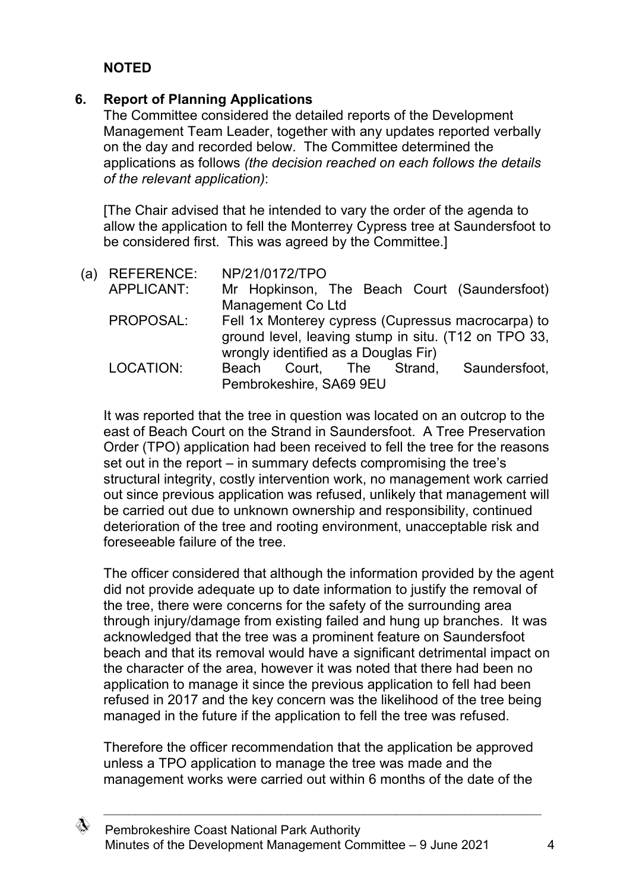**NOTED**

## 6. Report of Planning Applications

The Committee considered the detailed reports of the Development Management Team Leader, together with any updates reported verbally on the day and recorded below. The Committee determined the applications as follows *(the decision reached on each follows the details of the relevant application)*:

[The Chair advised that he intended to vary the order of the agenda to allow the application to fell the Monterrey Cypress tree at Saundersfoot to be considered first. This was agreed by the Committee.]

(a) REFERENCE: NP/21/0172/TPO
APPLICANT: Mr Hopkinson, The Beach Court (Saundersfoot) Management Co Ltd
PROPOSAL: Fell 1x Monterey cypress (Cupressus macrocarpa) to ground level, leaving stump in situ. (T12 on TPO 33, wrongly identified as a Douglas Fir)
LOCATION: Beach Court, The Strand, Saundersfoot, Pembrokeshire, SA69 9EU

It was reported that the tree in question was located on an outcrop to the east of Beach Court on the Strand in Saundersfoot. A Tree Preservation Order (TPO) application had been received to fell the tree for the reasons set out in the report – in summary defects compromising the tree's structural integrity, costly intervention work, no management work carried out since previous application was refused, unlikely that management will be carried out due to unknown ownership and responsibility, continued deterioration of the tree and rooting environment, unacceptable risk and foreseeable failure of the tree.

The officer considered that although the information provided by the agent did not provide adequate up to date information to justify the removal of the tree, there were concerns for the safety of the surrounding area through injury/damage from existing failed and hung up branches. It was acknowledged that the tree was a prominent feature on Saundersfoot beach and that its removal would have a significant detrimental impact on the character of the area, however it was noted that there had been no application to manage it since the previous application to fell had been refused in 2017 and the key concern was the likelihood of the tree being managed in the future if the application to fell the tree was refused.

Therefore the officer recommendation that the application be approved unless a TPO application to manage the tree was made and the management works were carried out within 6 months of the date of the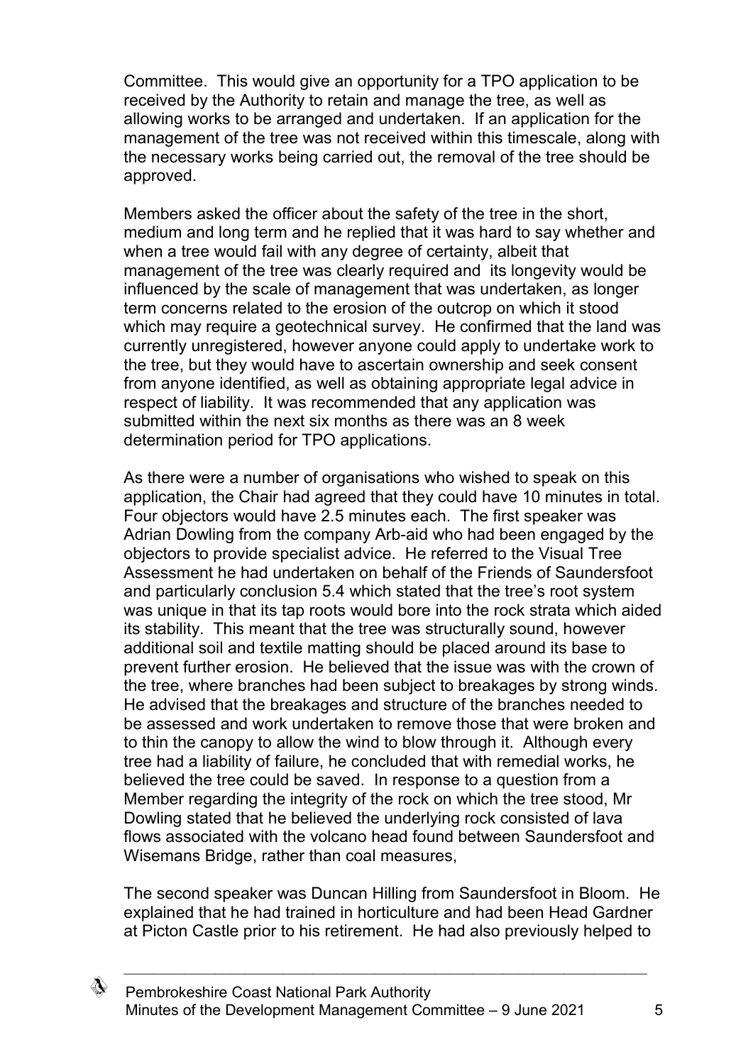Committee. This would give an opportunity for a TPO application to be received by the Authority to retain and manage the tree, as well as allowing works to be arranged and undertaken. If an application for the management of the tree was not received within this timescale, along with the necessary works being carried out, the removal of the tree should be approved.

Members asked the officer about the safety of the tree in the short, medium and long term and he replied that it was hard to say whether and when a tree would fail with any degree of certainty, albeit that management of the tree was clearly required and its longevity would be influenced by the scale of management that was undertaken, as longer term concerns related to the erosion of the outcrop on which it stood which may require a geotechnical survey. He confirmed that the land was currently unregistered, however anyone could apply to undertake work to the tree, but they would have to ascertain ownership and seek consent from anyone identified, as well as obtaining appropriate legal advice in respect of liability. It was recommended that any application was submitted within the next six months as there was an 8 week determination period for TPO applications.

As there were a number of organisations who wished to speak on this application, the Chair had agreed that they could have 10 minutes in total. Four objectors would have 2.5 minutes each. The first speaker was Adrian Dowling from the company Arb-aid who had been engaged by the objectors to provide specialist advice. He referred to the Visual Tree Assessment he had undertaken on behalf of the Friends of Saundersfoot and particularly conclusion 5.4 which stated that the tree's root system was unique in that its tap roots would bore into the rock strata which aided its stability. This meant that the tree was structurally sound, however additional soil and textile matting should be placed around its base to prevent further erosion. He believed that the issue was with the crown of the tree, where branches had been subject to breakages by strong winds. He advised that the breakages and structure of the branches needed to be assessed and work undertaken to remove those that were broken and to thin the canopy to allow the wind to blow through it. Although every tree had a liability of failure, he concluded that with remedial works, he believed the tree could be saved. In response to a question from a Member regarding the integrity of the rock on which the tree stood, Mr Dowling stated that he believed the underlying rock consisted of lava flows associated with the volcano head found between Saundersfoot and Wisemans Bridge, rather than coal measures,

The second speaker was Duncan Hilling from Saundersfoot in Bloom. He explained that he had trained in horticulture and had been Head Gardner at Picton Castle prior to his retirement. He had also previously helped to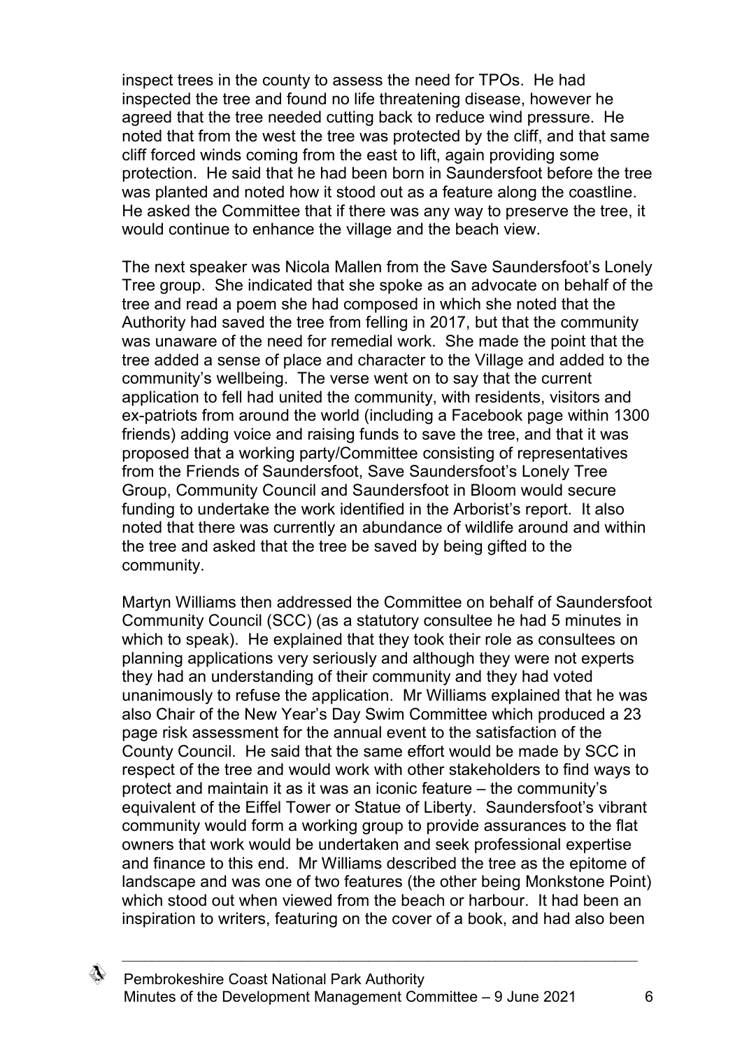inspect trees in the county to assess the need for TPOs. He had inspected the tree and found no life threatening disease, however he agreed that the tree needed cutting back to reduce wind pressure. He noted that from the west the tree was protected by the cliff, and that same cliff forced winds coming from the east to lift, again providing some protection. He said that he had been born in Saundersfoot before the tree was planted and noted how it stood out as a feature along the coastline. He asked the Committee that if there was any way to preserve the tree, it would continue to enhance the village and the beach view.

The next speaker was Nicola Mallen from the Save Saundersfoot's Lonely Tree group. She indicated that she spoke as an advocate on behalf of the tree and read a poem she had composed in which she noted that the Authority had saved the tree from felling in 2017, but that the community was unaware of the need for remedial work. She made the point that the tree added a sense of place and character to the Village and added to the community's wellbeing. The verse went on to say that the current application to fell had united the community, with residents, visitors and ex-patriots from around the world (including a Facebook page within 1300 friends) adding voice and raising funds to save the tree, and that it was proposed that a working party/Committee consisting of representatives from the Friends of Saundersfoot, Save Saundersfoot's Lonely Tree Group, Community Council and Saundersfoot in Bloom would secure funding to undertake the work identified in the Arborist's report. It also noted that there was currently an abundance of wildlife around and within the tree and asked that the tree be saved by being gifted to the community.

Martyn Williams then addressed the Committee on behalf of Saundersfoot Community Council (SCC) (as a statutory consultee he had 5 minutes in which to speak). He explained that they took their role as consultees on planning applications very seriously and although they were not experts they had an understanding of their community and they had voted unanimously to refuse the application. Mr Williams explained that he was also Chair of the New Year's Day Swim Committee which produced a 23 page risk assessment for the annual event to the satisfaction of the County Council. He said that the same effort would be made by SCC in respect of the tree and would work with other stakeholders to find ways to protect and maintain it as it was an iconic feature – the community's equivalent of the Eiffel Tower or Statue of Liberty. Saundersfoot's vibrant community would form a working group to provide assurances to the flat owners that work would be undertaken and seek professional expertise and finance to this end. Mr Williams described the tree as the epitome of landscape and was one of two features (the other being Monkstone Point) which stood out when viewed from the beach or harbour. It had been an inspiration to writers, featuring on the cover of a book, and had also been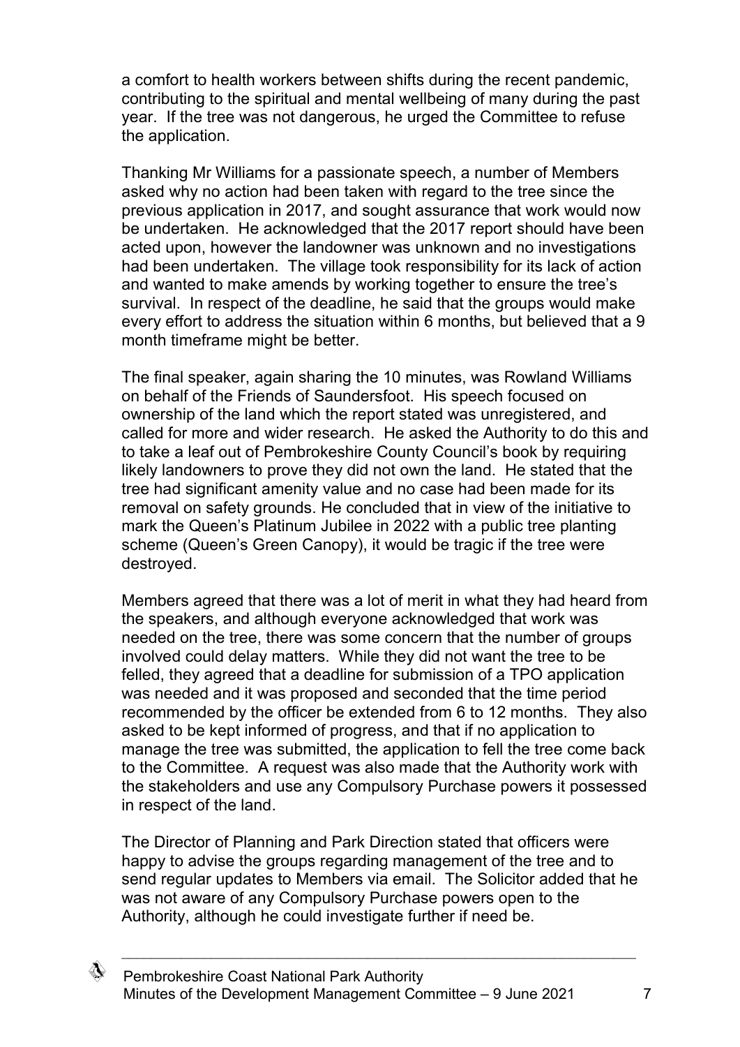a comfort to health workers between shifts during the recent pandemic, contributing to the spiritual and mental wellbeing of many during the past year. If the tree was not dangerous, he urged the Committee to refuse the application.

Thanking Mr Williams for a passionate speech, a number of Members asked why no action had been taken with regard to the tree since the previous application in 2017, and sought assurance that work would now be undertaken. He acknowledged that the 2017 report should have been acted upon, however the landowner was unknown and no investigations had been undertaken. The village took responsibility for its lack of action and wanted to make amends by working together to ensure the tree's survival. In respect of the deadline, he said that the groups would make every effort to address the situation within 6 months, but believed that a 9 month timeframe might be better.

The final speaker, again sharing the 10 minutes, was Rowland Williams on behalf of the Friends of Saundersfoot. His speech focused on ownership of the land which the report stated was unregistered, and called for more and wider research. He asked the Authority to do this and to take a leaf out of Pembrokeshire County Council's book by requiring likely landowners to prove they did not own the land. He stated that the tree had significant amenity value and no case had been made for its removal on safety grounds. He concluded that in view of the initiative to mark the Queen's Platinum Jubilee in 2022 with a public tree planting scheme (Queen's Green Canopy), it would be tragic if the tree were destroyed.

Members agreed that there was a lot of merit in what they had heard from the speakers, and although everyone acknowledged that work was needed on the tree, there was some concern that the number of groups involved could delay matters. While they did not want the tree to be felled, they agreed that a deadline for submission of a TPO application was needed and it was proposed and seconded that the time period recommended by the officer be extended from 6 to 12 months. They also asked to be kept informed of progress, and that if no application to manage the tree was submitted, the application to fell the tree come back to the Committee. A request was also made that the Authority work with the stakeholders and use any Compulsory Purchase powers it possessed in respect of the land.

The Director of Planning and Park Direction stated that officers were happy to advise the groups regarding management of the tree and to send regular updates to Members via email. The Solicitor added that he was not aware of any Compulsory Purchase powers open to the Authority, although he could investigate further if need be.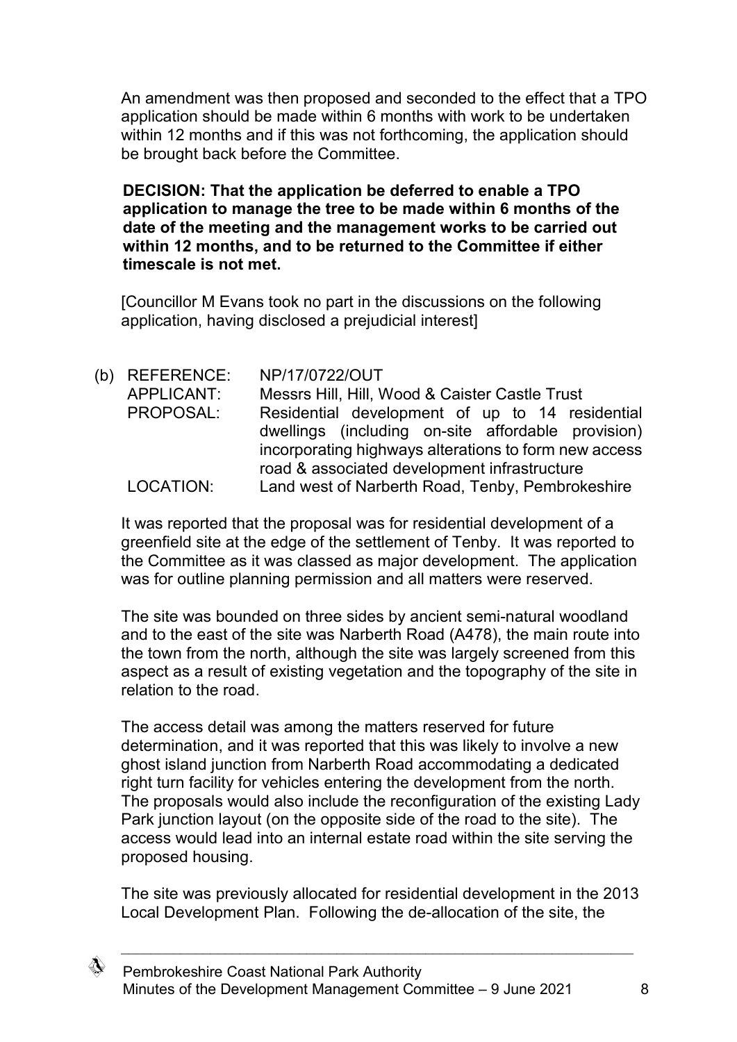An amendment was then proposed and seconded to the effect that a TPO application should be made within 6 months with work to be undertaken within 12 months and if this was not forthcoming, the application should be brought back before the Committee.

**DECISION: That the application be deferred to enable a TPO application to manage the tree to be made within 6 months of the date of the meeting and the management works to be carried out within 12 months, and to be returned to the Committee if either timescale is not met.**

[Councillor M Evans took no part in the discussions on the following application, having disclosed a prejudicial interest]

(b) REFERENCE: NP/17/0722/OUT
APPLICANT: Messrs Hill, Hill, Wood & Caister Castle Trust
PROPOSAL: Residential development of up to 14 residential dwellings (including on-site affordable provision) incorporating highways alterations to form new access road & associated development infrastructure
LOCATION: Land west of Narberth Road, Tenby, Pembrokeshire

It was reported that the proposal was for residential development of a greenfield site at the edge of the settlement of Tenby. It was reported to the Committee as it was classed as major development. The application was for outline planning permission and all matters were reserved.

The site was bounded on three sides by ancient semi-natural woodland and to the east of the site was Narberth Road (A478), the main route into the town from the north, although the site was largely screened from this aspect as a result of existing vegetation and the topography of the site in relation to the road.

The access detail was among the matters reserved for future determination, and it was reported that this was likely to involve a new ghost island junction from Narberth Road accommodating a dedicated right turn facility for vehicles entering the development from the north. The proposals would also include the reconfiguration of the existing Lady Park junction layout (on the opposite side of the road to the site). The access would lead into an internal estate road within the site serving the proposed housing.

The site was previously allocated for residential development in the 2013 Local Development Plan. Following the de-allocation of the site, the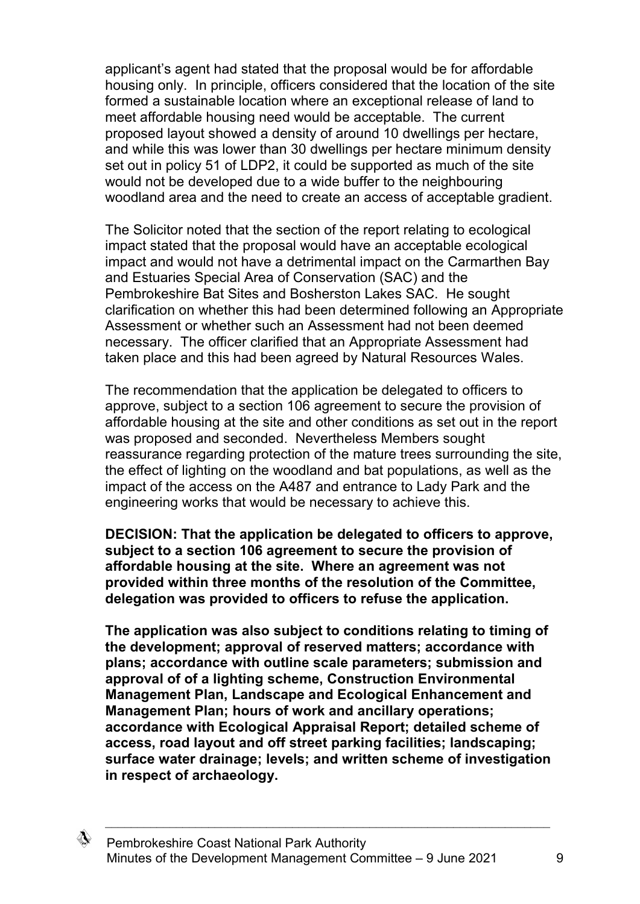applicant's agent had stated that the proposal would be for affordable housing only. In principle, officers considered that the location of the site formed a sustainable location where an exceptional release of land to meet affordable housing need would be acceptable. The current proposed layout showed a density of around 10 dwellings per hectare, and while this was lower than 30 dwellings per hectare minimum density set out in policy 51 of LDP2, it could be supported as much of the site would not be developed due to a wide buffer to the neighbouring woodland area and the need to create an access of acceptable gradient.

The Solicitor noted that the section of the report relating to ecological impact stated that the proposal would have an acceptable ecological impact and would not have a detrimental impact on the Carmarthen Bay and Estuaries Special Area of Conservation (SAC) and the Pembrokeshire Bat Sites and Bosherston Lakes SAC. He sought clarification on whether this had been determined following an Appropriate Assessment or whether such an Assessment had not been deemed necessary. The officer clarified that an Appropriate Assessment had taken place and this had been agreed by Natural Resources Wales.

The recommendation that the application be delegated to officers to approve, subject to a section 106 agreement to secure the provision of affordable housing at the site and other conditions as set out in the report was proposed and seconded. Nevertheless Members sought reassurance regarding protection of the mature trees surrounding the site, the effect of lighting on the woodland and bat populations, as well as the impact of the access on the A487 and entrance to Lady Park and the engineering works that would be necessary to achieve this.

**DECISION: That the application be delegated to officers to approve, subject to a section 106 agreement to secure the provision of affordable housing at the site. Where an agreement was not provided within three months of the resolution of the Committee, delegation was provided to officers to refuse the application.**

**The application was also subject to conditions relating to timing of the development; approval of reserved matters; accordance with plans; accordance with outline scale parameters; submission and approval of of a lighting scheme, Construction Environmental Management Plan, Landscape and Ecological Enhancement and Management Plan; hours of work and ancillary operations; accordance with Ecological Appraisal Report; detailed scheme of access, road layout and off street parking facilities; landscaping; surface water drainage; levels; and written scheme of investigation in respect of archaeology.**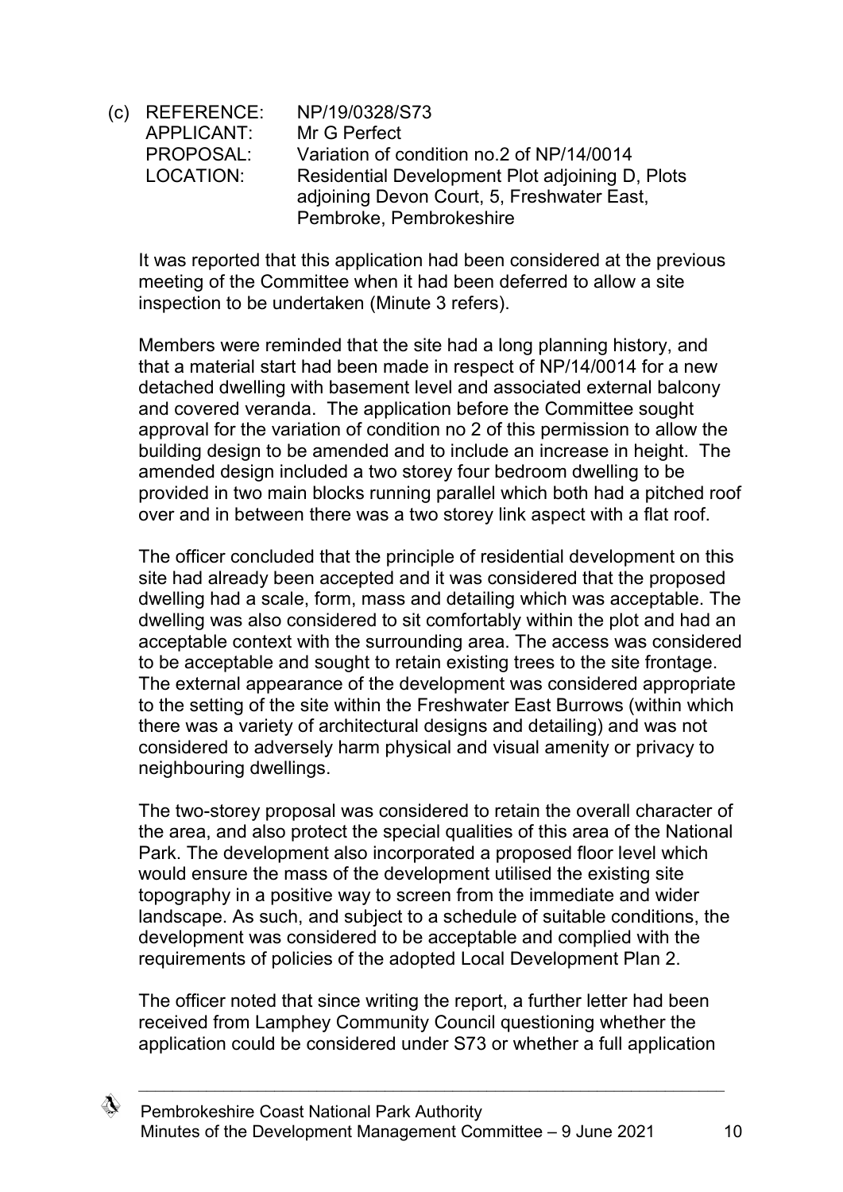(c) REFERENCE: NP/19/0328/S73
APPLICANT: Mr G Perfect
PROPOSAL: Variation of condition no.2 of NP/14/0014
LOCATION: Residential Development Plot adjoining D, Plots adjoining Devon Court, 5, Freshwater East, Pembroke, Pembrokeshire

It was reported that this application had been considered at the previous meeting of the Committee when it had been deferred to allow a site inspection to be undertaken (Minute 3 refers).

Members were reminded that the site had a long planning history, and that a material start had been made in respect of NP/14/0014 for a new detached dwelling with basement level and associated external balcony and covered veranda. The application before the Committee sought approval for the variation of condition no 2 of this permission to allow the building design to be amended and to include an increase in height. The amended design included a two storey four bedroom dwelling to be provided in two main blocks running parallel which both had a pitched roof over and in between there was a two storey link aspect with a flat roof.

The officer concluded that the principle of residential development on this site had already been accepted and it was considered that the proposed dwelling had a scale, form, mass and detailing which was acceptable. The dwelling was also considered to sit comfortably within the plot and had an acceptable context with the surrounding area. The access was considered to be acceptable and sought to retain existing trees to the site frontage. The external appearance of the development was considered appropriate to the setting of the site within the Freshwater East Burrows (within which there was a variety of architectural designs and detailing) and was not considered to adversely harm physical and visual amenity or privacy to neighbouring dwellings.

The two-storey proposal was considered to retain the overall character of the area, and also protect the special qualities of this area of the National Park. The development also incorporated a proposed floor level which would ensure the mass of the development utilised the existing site topography in a positive way to screen from the immediate and wider landscape. As such, and subject to a schedule of suitable conditions, the development was considered to be acceptable and complied with the requirements of policies of the adopted Local Development Plan 2.

The officer noted that since writing the report, a further letter had been received from Lamphey Community Council questioning whether the application could be considered under S73 or whether a full application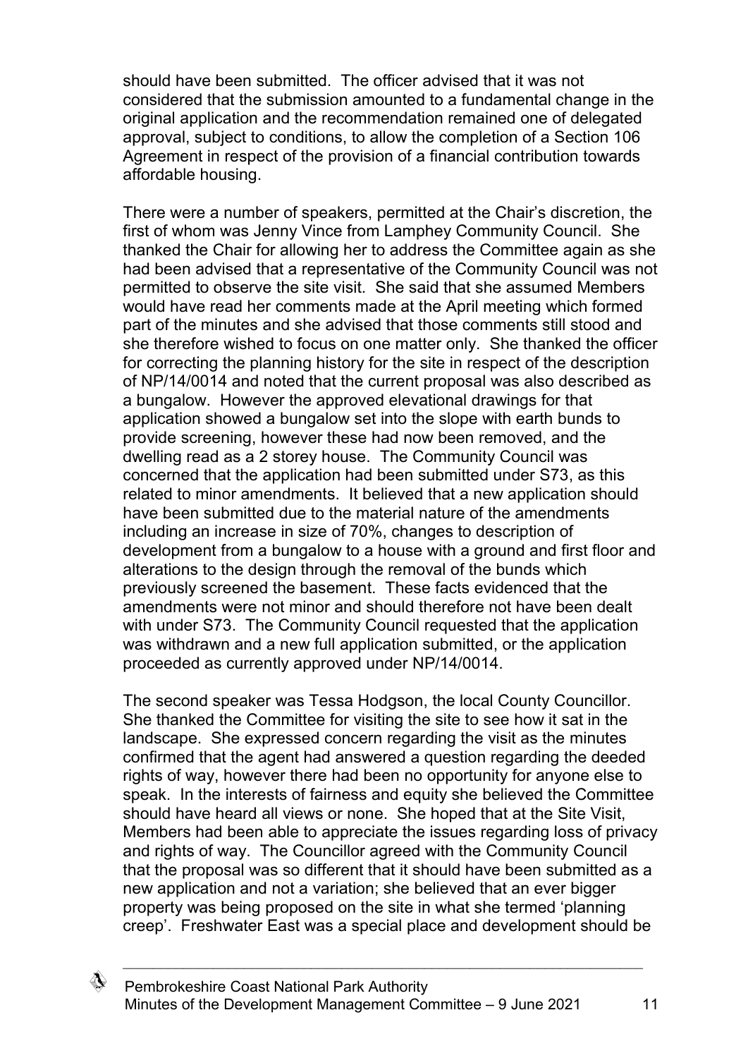should have been submitted. The officer advised that it was not considered that the submission amounted to a fundamental change in the original application and the recommendation remained one of delegated approval, subject to conditions, to allow the completion of a Section 106 Agreement in respect of the provision of a financial contribution towards affordable housing.

There were a number of speakers, permitted at the Chair's discretion, the first of whom was Jenny Vince from Lamphey Community Council. She thanked the Chair for allowing her to address the Committee again as she had been advised that a representative of the Community Council was not permitted to observe the site visit. She said that she assumed Members would have read her comments made at the April meeting which formed part of the minutes and she advised that those comments still stood and she therefore wished to focus on one matter only. She thanked the officer for correcting the planning history for the site in respect of the description of NP/14/0014 and noted that the current proposal was also described as a bungalow. However the approved elevational drawings for that application showed a bungalow set into the slope with earth bunds to provide screening, however these had now been removed, and the dwelling read as a 2 storey house. The Community Council was concerned that the application had been submitted under S73, as this related to minor amendments. It believed that a new application should have been submitted due to the material nature of the amendments including an increase in size of 70%, changes to description of development from a bungalow to a house with a ground and first floor and alterations to the design through the removal of the bunds which previously screened the basement. These facts evidenced that the amendments were not minor and should therefore not have been dealt with under S73. The Community Council requested that the application was withdrawn and a new full application submitted, or the application proceeded as currently approved under NP/14/0014.

The second speaker was Tessa Hodgson, the local County Councillor. She thanked the Committee for visiting the site to see how it sat in the landscape. She expressed concern regarding the visit as the minutes confirmed that the agent had answered a question regarding the deeded rights of way, however there had been no opportunity for anyone else to speak. In the interests of fairness and equity she believed the Committee should have heard all views or none. She hoped that at the Site Visit, Members had been able to appreciate the issues regarding loss of privacy and rights of way. The Councillor agreed with the Community Council that the proposal was so different that it should have been submitted as a new application and not a variation; she believed that an ever bigger property was being proposed on the site in what she termed 'planning creep'. Freshwater East was a special place and development should be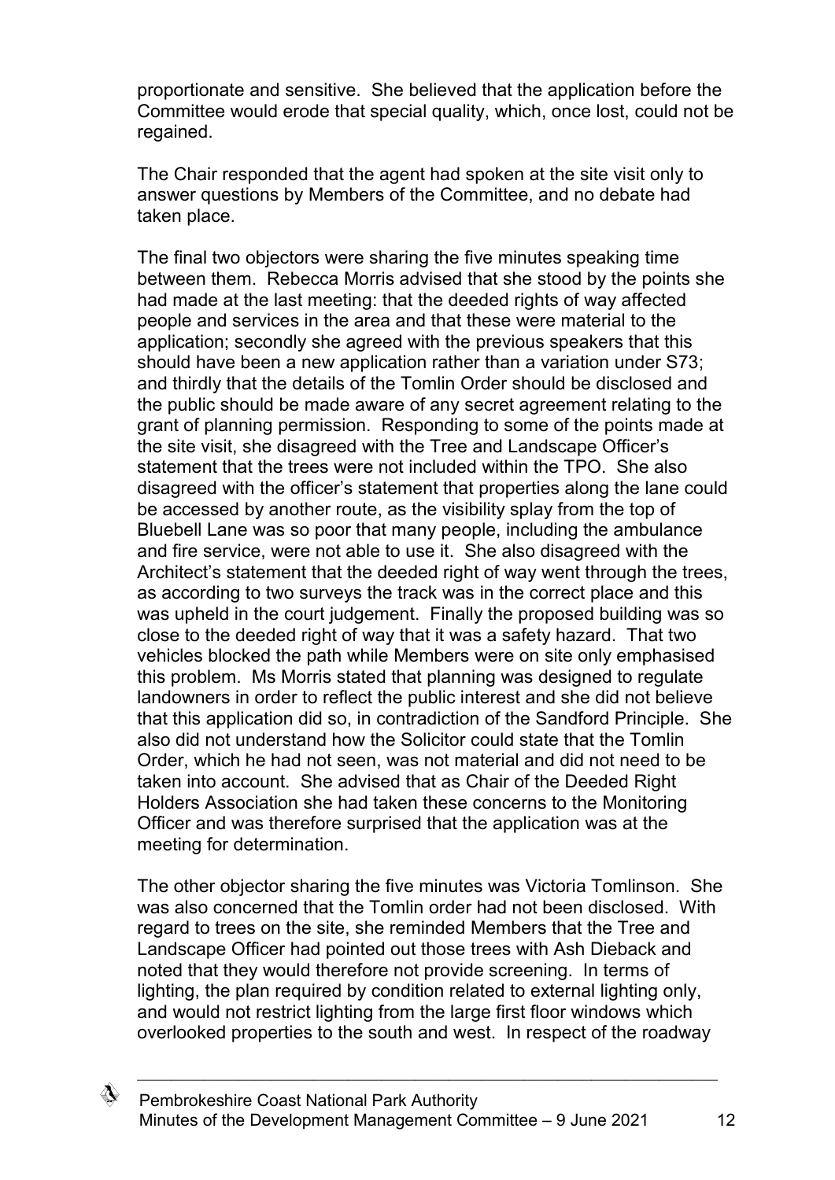proportionate and sensitive. She believed that the application before the Committee would erode that special quality, which, once lost, could not be regained.

The Chair responded that the agent had spoken at the site visit only to answer questions by Members of the Committee, and no debate had taken place.

The final two objectors were sharing the five minutes speaking time between them. Rebecca Morris advised that she stood by the points she had made at the last meeting: that the deeded rights of way affected people and services in the area and that these were material to the application; secondly she agreed with the previous speakers that this should have been a new application rather than a variation under S73; and thirdly that the details of the Tomlin Order should be disclosed and the public should be made aware of any secret agreement relating to the grant of planning permission. Responding to some of the points made at the site visit, she disagreed with the Tree and Landscape Officer's statement that the trees were not included within the TPO. She also disagreed with the officer's statement that properties along the lane could be accessed by another route, as the visibility splay from the top of Bluebell Lane was so poor that many people, including the ambulance and fire service, were not able to use it. She also disagreed with the Architect's statement that the deeded right of way went through the trees, as according to two surveys the track was in the correct place and this was upheld in the court judgement. Finally the proposed building was so close to the deeded right of way that it was a safety hazard. That two vehicles blocked the path while Members were on site only emphasised this problem. Ms Morris stated that planning was designed to regulate landowners in order to reflect the public interest and she did not believe that this application did so, in contradiction of the Sandford Principle. She also did not understand how the Solicitor could state that the Tomlin Order, which he had not seen, was not material and did not need to be taken into account. She advised that as Chair of the Deeded Right Holders Association she had taken these concerns to the Monitoring Officer and was therefore surprised that the application was at the meeting for determination.

The other objector sharing the five minutes was Victoria Tomlinson. She was also concerned that the Tomlin order had not been disclosed. With regard to trees on the site, she reminded Members that the Tree and Landscape Officer had pointed out those trees with Ash Dieback and noted that they would therefore not provide screening. In terms of lighting, the plan required by condition related to external lighting only, and would not restrict lighting from the large first floor windows which overlooked properties to the south and west. In respect of the roadway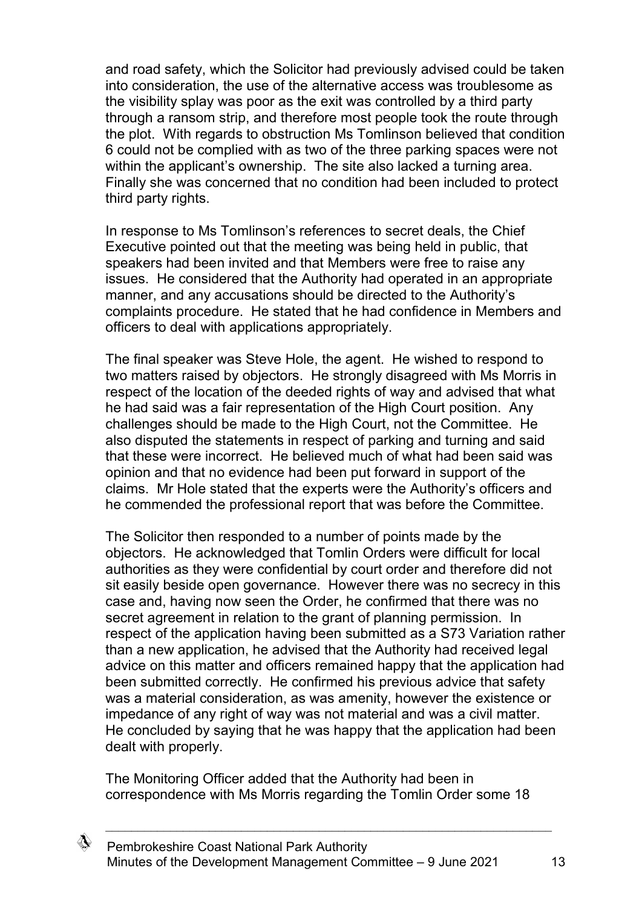and road safety, which the Solicitor had previously advised could be taken into consideration, the use of the alternative access was troublesome as the visibility splay was poor as the exit was controlled by a third party through a ransom strip, and therefore most people took the route through the plot. With regards to obstruction Ms Tomlinson believed that condition 6 could not be complied with as two of the three parking spaces were not within the applicant's ownership. The site also lacked a turning area. Finally she was concerned that no condition had been included to protect third party rights.

In response to Ms Tomlinson's references to secret deals, the Chief Executive pointed out that the meeting was being held in public, that speakers had been invited and that Members were free to raise any issues. He considered that the Authority had operated in an appropriate manner, and any accusations should be directed to the Authority's complaints procedure. He stated that he had confidence in Members and officers to deal with applications appropriately.

The final speaker was Steve Hole, the agent. He wished to respond to two matters raised by objectors. He strongly disagreed with Ms Morris in respect of the location of the deeded rights of way and advised that what he had said was a fair representation of the High Court position. Any challenges should be made to the High Court, not the Committee. He also disputed the statements in respect of parking and turning and said that these were incorrect. He believed much of what had been said was opinion and that no evidence had been put forward in support of the claims. Mr Hole stated that the experts were the Authority's officers and he commended the professional report that was before the Committee.

The Solicitor then responded to a number of points made by the objectors. He acknowledged that Tomlin Orders were difficult for local authorities as they were confidential by court order and therefore did not sit easily beside open governance. However there was no secrecy in this case and, having now seen the Order, he confirmed that there was no secret agreement in relation to the grant of planning permission. In respect of the application having been submitted as a S73 Variation rather than a new application, he advised that the Authority had received legal advice on this matter and officers remained happy that the application had been submitted correctly. He confirmed his previous advice that safety was a material consideration, as was amenity, however the existence or impedance of any right of way was not material and was a civil matter. He concluded by saying that he was happy that the application had been dealt with properly.

The Monitoring Officer added that the Authority had been in correspondence with Ms Morris regarding the Tomlin Order some 18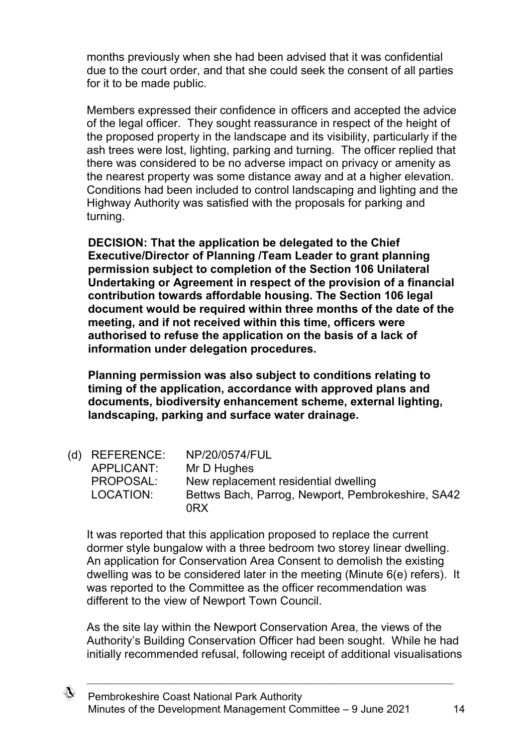months previously when she had been advised that it was confidential due to the court order, and that she could seek the consent of all parties for it to be made public.

Members expressed their confidence in officers and accepted the advice of the legal officer. They sought reassurance in respect of the height of the proposed property in the landscape and its visibility, particularly if the ash trees were lost, lighting, parking and turning. The officer replied that there was considered to be no adverse impact on privacy or amenity as the nearest property was some distance away and at a higher elevation. Conditions had been included to control landscaping and lighting and the Highway Authority was satisfied with the proposals for parking and turning.

**DECISION: That the application be delegated to the Chief Executive/Director of Planning /Team Leader to grant planning permission subject to completion of the Section 106 Unilateral Undertaking or Agreement in respect of the provision of a financial contribution towards affordable housing. The Section 106 legal document would be required within three months of the date of the meeting, and if not received within this time, officers were authorised to refuse the application on the basis of a lack of information under delegation procedures.**

**Planning permission was also subject to conditions relating to timing of the application, accordance with approved plans and documents, biodiversity enhancement scheme, external lighting, landscaping, parking and surface water drainage.**

(d) REFERENCE: NP/20/0574/FUL
APPLICANT: Mr D Hughes
PROPOSAL: New replacement residential dwelling
LOCATION: Bettws Bach, Parrog, Newport, Pembrokeshire, SA42 0RX

It was reported that this application proposed to replace the current dormer style bungalow with a three bedroom two storey linear dwelling. An application for Conservation Area Consent to demolish the existing dwelling was to be considered later in the meeting (Minute 6(e) refers). It was reported to the Committee as the officer recommendation was different to the view of Newport Town Council.

As the site lay within the Newport Conservation Area, the views of the Authority's Building Conservation Officer had been sought. While he had initially recommended refusal, following receipt of additional visualisations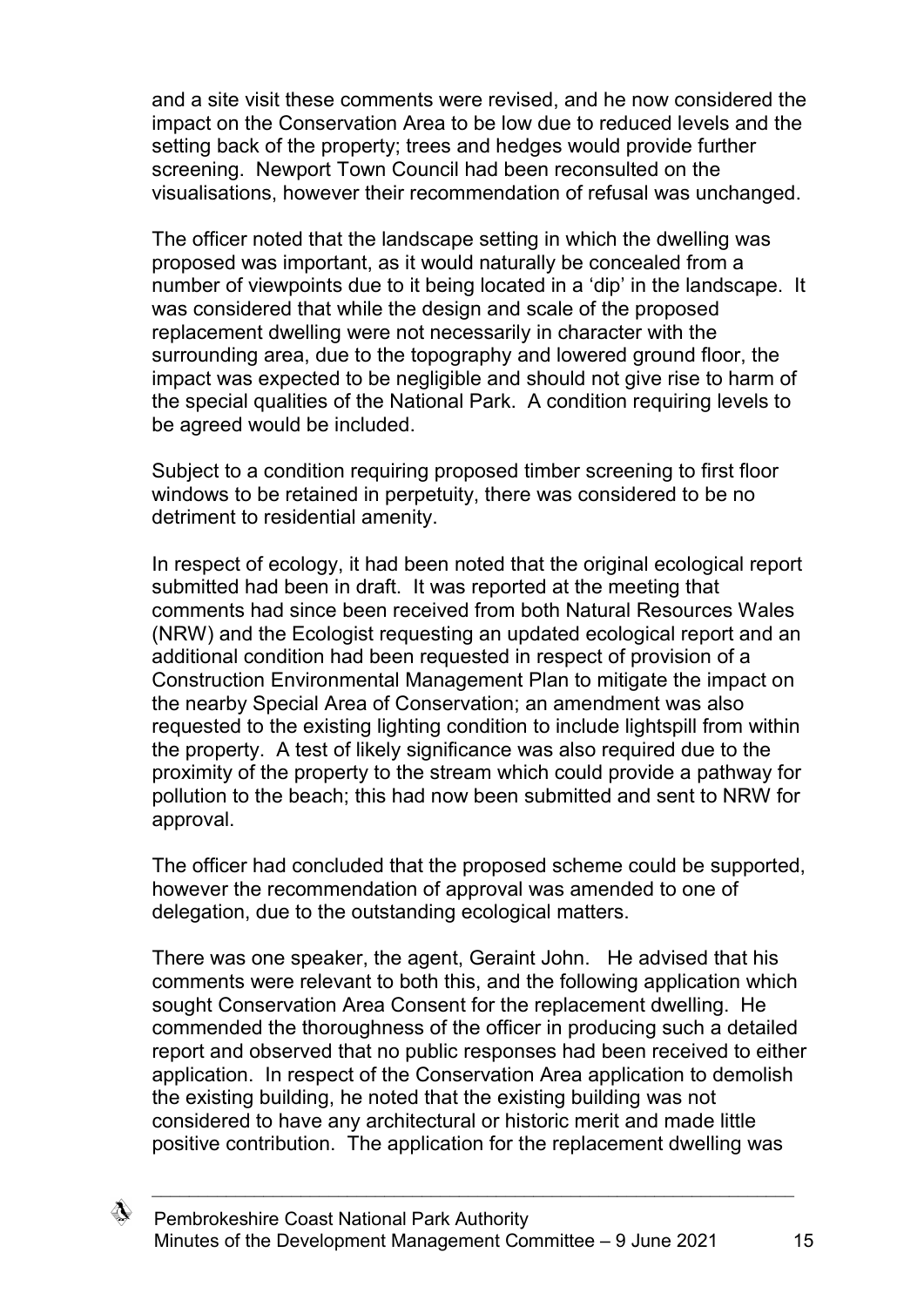and a site visit these comments were revised, and he now considered the impact on the Conservation Area to be low due to reduced levels and the setting back of the property; trees and hedges would provide further screening. Newport Town Council had been reconsulted on the visualisations, however their recommendation of refusal was unchanged.

The officer noted that the landscape setting in which the dwelling was proposed was important, as it would naturally be concealed from a number of viewpoints due to it being located in a 'dip' in the landscape. It was considered that while the design and scale of the proposed replacement dwelling were not necessarily in character with the surrounding area, due to the topography and lowered ground floor, the impact was expected to be negligible and should not give rise to harm of the special qualities of the National Park. A condition requiring levels to be agreed would be included.

Subject to a condition requiring proposed timber screening to first floor windows to be retained in perpetuity, there was considered to be no detriment to residential amenity.

In respect of ecology, it had been noted that the original ecological report submitted had been in draft. It was reported at the meeting that comments had since been received from both Natural Resources Wales (NRW) and the Ecologist requesting an updated ecological report and an additional condition had been requested in respect of provision of a Construction Environmental Management Plan to mitigate the impact on the nearby Special Area of Conservation; an amendment was also requested to the existing lighting condition to include lightspill from within the property. A test of likely significance was also required due to the proximity of the property to the stream which could provide a pathway for pollution to the beach; this had now been submitted and sent to NRW for approval.

The officer had concluded that the proposed scheme could be supported, however the recommendation of approval was amended to one of delegation, due to the outstanding ecological matters.

There was one speaker, the agent, Geraint John. He advised that his comments were relevant to both this, and the following application which sought Conservation Area Consent for the replacement dwelling. He commended the thoroughness of the officer in producing such a detailed report and observed that no public responses had been received to either application. In respect of the Conservation Area application to demolish the existing building, he noted that the existing building was not considered to have any architectural or historic merit and made little positive contribution. The application for the replacement dwelling was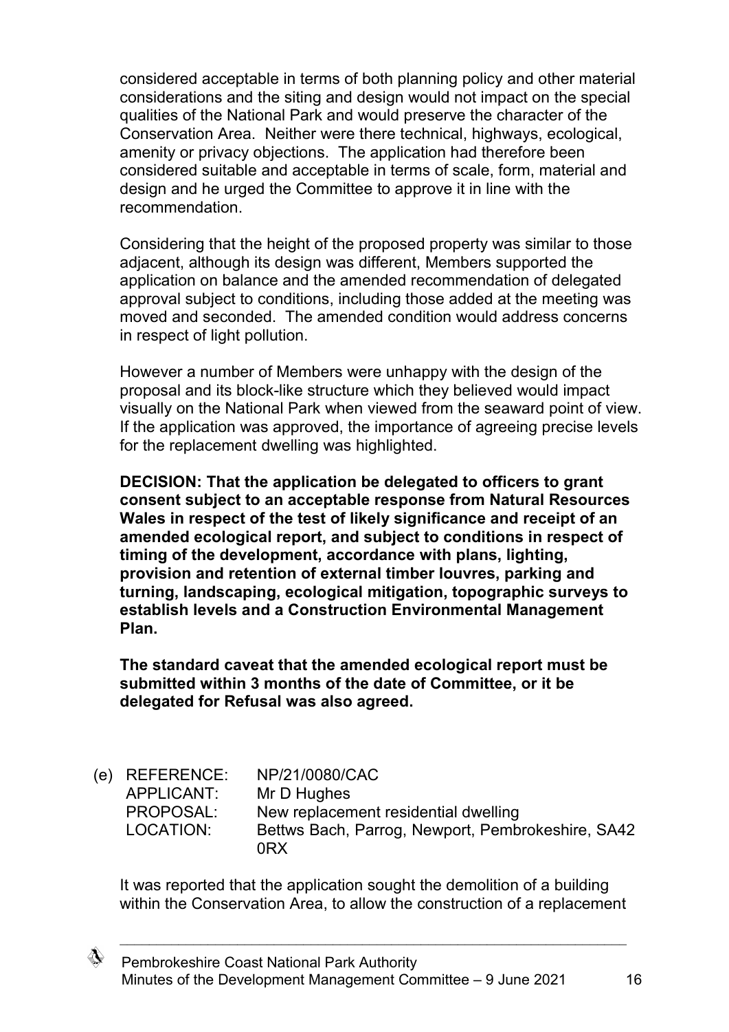considered acceptable in terms of both planning policy and other material considerations and the siting and design would not impact on the special qualities of the National Park and would preserve the character of the Conservation Area. Neither were there technical, highways, ecological, amenity or privacy objections. The application had therefore been considered suitable and acceptable in terms of scale, form, material and design and he urged the Committee to approve it in line with the recommendation.

Considering that the height of the proposed property was similar to those adjacent, although its design was different, Members supported the application on balance and the amended recommendation of delegated approval subject to conditions, including those added at the meeting was moved and seconded. The amended condition would address concerns in respect of light pollution.

However a number of Members were unhappy with the design of the proposal and its block-like structure which they believed would impact visually on the National Park when viewed from the seaward point of view. If the application was approved, the importance of agreeing precise levels for the replacement dwelling was highlighted.

**DECISION: That the application be delegated to officers to grant consent subject to an acceptable response from Natural Resources Wales in respect of the test of likely significance and receipt of an amended ecological report, and subject to conditions in respect of timing of the development, accordance with plans, lighting, provision and retention of external timber louvres, parking and turning, landscaping, ecological mitigation, topographic surveys to establish levels and a Construction Environmental Management Plan.**

**The standard caveat that the amended ecological report must be submitted within 3 months of the date of Committee, or it be delegated for Refusal was also agreed.**

(e) REFERENCE: NP/21/0080/CAC
APPLICANT: Mr D Hughes
PROPOSAL: New replacement residential dwelling
LOCATION: Bettws Bach, Parrog, Newport, Pembrokeshire, SA42 0RX

It was reported that the application sought the demolition of a building within the Conservation Area, to allow the construction of a replacement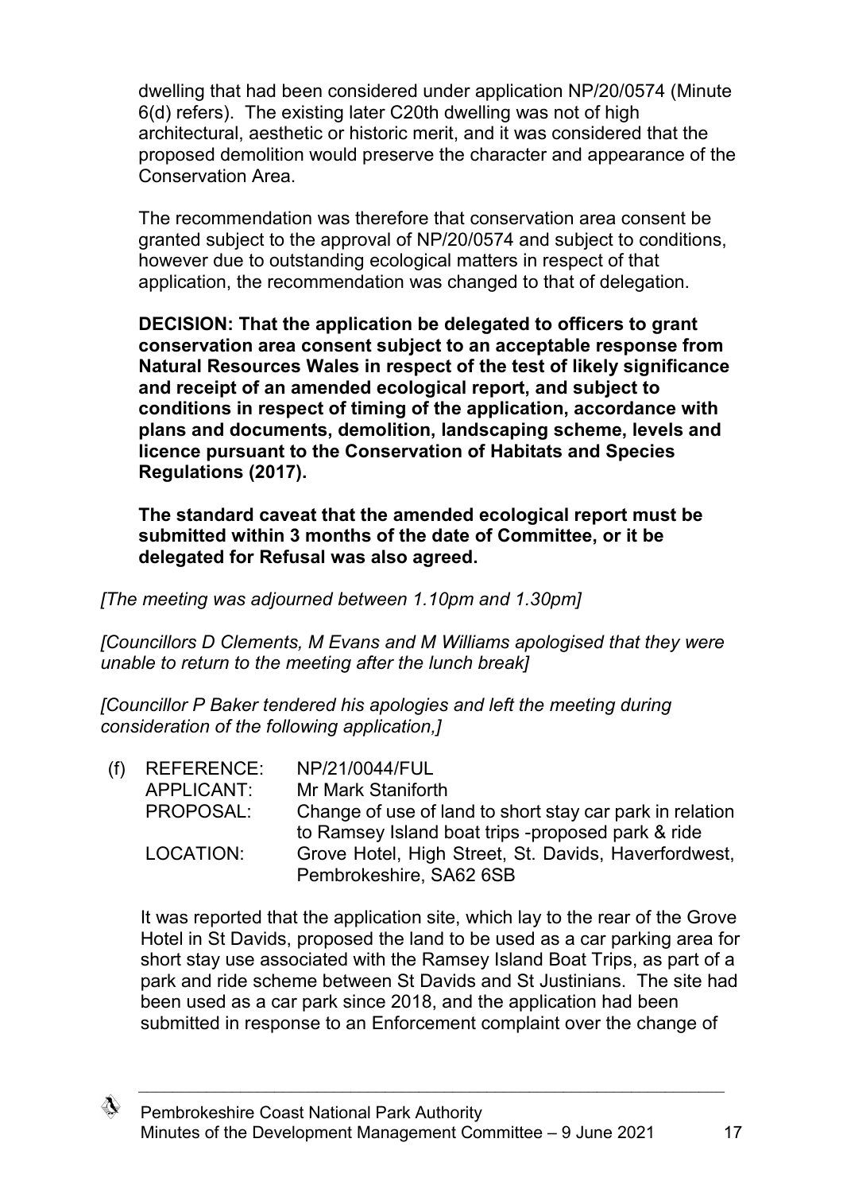dwelling that had been considered under application NP/20/0574 (Minute 6(d) refers). The existing later C20th dwelling was not of high architectural, aesthetic or historic merit, and it was considered that the proposed demolition would preserve the character and appearance of the Conservation Area.

The recommendation was therefore that conservation area consent be granted subject to the approval of NP/20/0574 and subject to conditions, however due to outstanding ecological matters in respect of that application, the recommendation was changed to that of delegation.

**DECISION: That the application be delegated to officers to grant conservation area consent subject to an acceptable response from Natural Resources Wales in respect of the test of likely significance and receipt of an amended ecological report, and subject to conditions in respect of timing of the application, accordance with plans and documents, demolition, landscaping scheme, levels and licence pursuant to the Conservation of Habitats and Species Regulations (2017).**

**The standard caveat that the amended ecological report must be submitted within 3 months of the date of Committee, or it be delegated for Refusal was also agreed.**

*[The meeting was adjourned between 1.10pm and 1.30pm]*

*[Councillors D Clements, M Evans and M Williams apologised that they were unable to return to the meeting after the lunch break]*

*[Councillor P Baker tendered his apologies and left the meeting during consideration of the following application,]*

(f) REFERENCE: NP/21/0044/FUL
APPLICANT: Mr Mark Staniforth
PROPOSAL: Change of use of land to short stay car park in relation to Ramsey Island boat trips -proposed park & ride
LOCATION: Grove Hotel, High Street, St. Davids, Haverfordwest, Pembrokeshire, SA62 6SB

It was reported that the application site, which lay to the rear of the Grove Hotel in St Davids, proposed the land to be used as a car parking area for short stay use associated with the Ramsey Island Boat Trips, as part of a park and ride scheme between St Davids and St Justinians. The site had been used as a car park since 2018, and the application had been submitted in response to an Enforcement complaint over the change of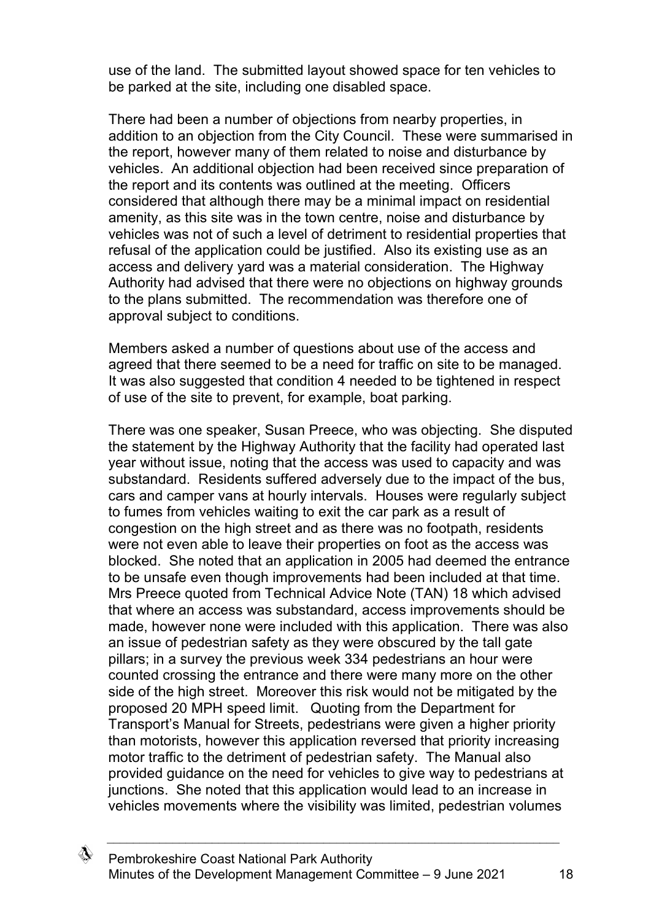use of the land. The submitted layout showed space for ten vehicles to be parked at the site, including one disabled space.

There had been a number of objections from nearby properties, in addition to an objection from the City Council. These were summarised in the report, however many of them related to noise and disturbance by vehicles. An additional objection had been received since preparation of the report and its contents was outlined at the meeting. Officers considered that although there may be a minimal impact on residential amenity, as this site was in the town centre, noise and disturbance by vehicles was not of such a level of detriment to residential properties that refusal of the application could be justified. Also its existing use as an access and delivery yard was a material consideration. The Highway Authority had advised that there were no objections on highway grounds to the plans submitted. The recommendation was therefore one of approval subject to conditions.

Members asked a number of questions about use of the access and agreed that there seemed to be a need for traffic on site to be managed. It was also suggested that condition 4 needed to be tightened in respect of use of the site to prevent, for example, boat parking.

There was one speaker, Susan Preece, who was objecting. She disputed the statement by the Highway Authority that the facility had operated last year without issue, noting that the access was used to capacity and was substandard. Residents suffered adversely due to the impact of the bus, cars and camper vans at hourly intervals. Houses were regularly subject to fumes from vehicles waiting to exit the car park as a result of congestion on the high street and as there was no footpath, residents were not even able to leave their properties on foot as the access was blocked. She noted that an application in 2005 had deemed the entrance to be unsafe even though improvements had been included at that time. Mrs Preece quoted from Technical Advice Note (TAN) 18 which advised that where an access was substandard, access improvements should be made, however none were included with this application. There was also an issue of pedestrian safety as they were obscured by the tall gate pillars; in a survey the previous week 334 pedestrians an hour were counted crossing the entrance and there were many more on the other side of the high street. Moreover this risk would not be mitigated by the proposed 20 MPH speed limit. Quoting from the Department for Transport's Manual for Streets, pedestrians were given a higher priority than motorists, however this application reversed that priority increasing motor traffic to the detriment of pedestrian safety. The Manual also provided guidance on the need for vehicles to give way to pedestrians at junctions. She noted that this application would lead to an increase in vehicles movements where the visibility was limited, pedestrian volumes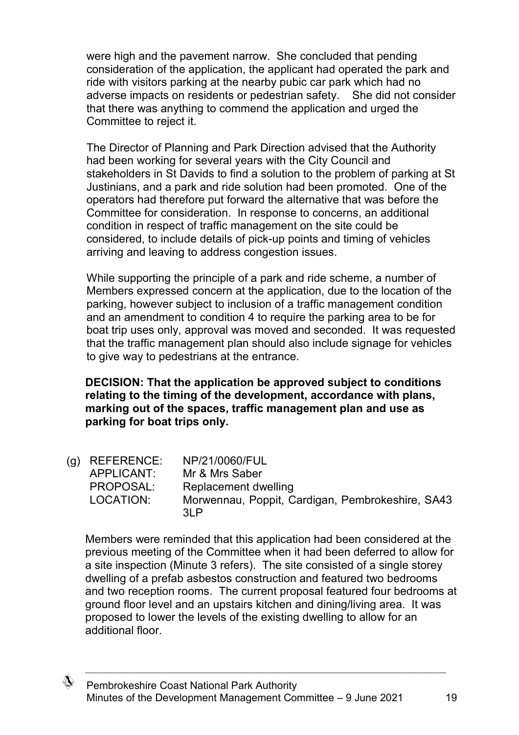were high and the pavement narrow. She concluded that pending consideration of the application, the applicant had operated the park and ride with visitors parking at the nearby pubic car park which had no adverse impacts on residents or pedestrian safety. She did not consider that there was anything to commend the application and urged the Committee to reject it.

The Director of Planning and Park Direction advised that the Authority had been working for several years with the City Council and stakeholders in St Davids to find a solution to the problem of parking at St Justinians, and a park and ride solution had been promoted. One of the operators had therefore put forward the alternative that was before the Committee for consideration. In response to concerns, an additional condition in respect of traffic management on the site could be considered, to include details of pick-up points and timing of vehicles arriving and leaving to address congestion issues.

While supporting the principle of a park and ride scheme, a number of Members expressed concern at the application, due to the location of the parking, however subject to inclusion of a traffic management condition and an amendment to condition 4 to require the parking area to be for boat trip uses only, approval was moved and seconded. It was requested that the traffic management plan should also include signage for vehicles to give way to pedestrians at the entrance.

**DECISION: That the application be approved subject to conditions relating to the timing of the development, accordance with plans, marking out of the spaces, traffic management plan and use as parking for boat trips only.**

(g) REFERENCE: NP/21/0060/FUL
APPLICANT: Mr & Mrs Saber
PROPOSAL: Replacement dwelling
LOCATION: Morwennau, Poppit, Cardigan, Pembrokeshire, SA43 3LP

Members were reminded that this application had been considered at the previous meeting of the Committee when it had been deferred to allow for a site inspection (Minute 3 refers). The site consisted of a single storey dwelling of a prefab asbestos construction and featured two bedrooms and two reception rooms. The current proposal featured four bedrooms at ground floor level and an upstairs kitchen and dining/living area. It was proposed to lower the levels of the existing dwelling to allow for an additional floor.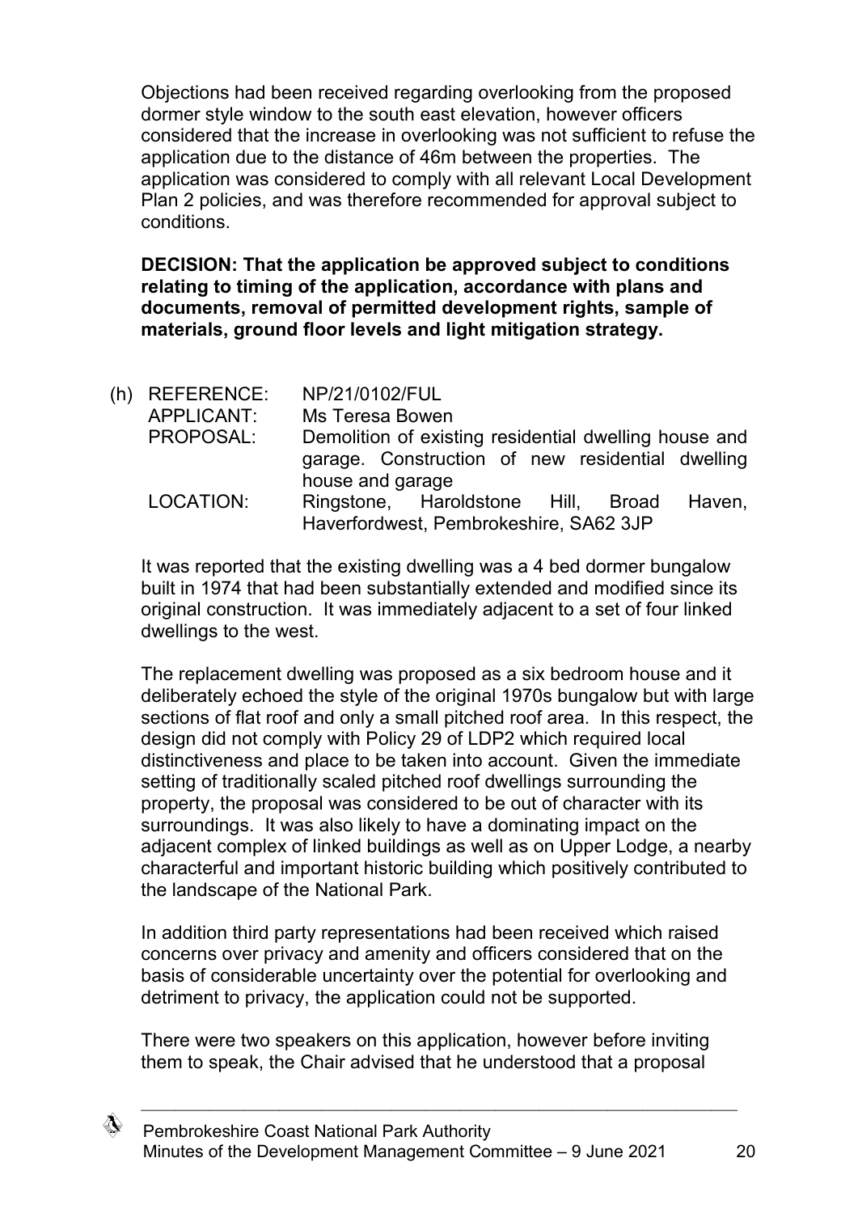Objections had been received regarding overlooking from the proposed dormer style window to the south east elevation, however officers considered that the increase in overlooking was not sufficient to refuse the application due to the distance of 46m between the properties. The application was considered to comply with all relevant Local Development Plan 2 policies, and was therefore recommended for approval subject to conditions.

**DECISION: That the application be approved subject to conditions relating to timing of the application, accordance with plans and documents, removal of permitted development rights, sample of materials, ground floor levels and light mitigation strategy.**

(h) REFERENCE: NP/21/0102/FUL
APPLICANT: Ms Teresa Bowen
PROPOSAL: Demolition of existing residential dwelling house and garage. Construction of new residential dwelling house and garage
LOCATION: Ringstone, Haroldstone Hill, Broad Haven, Haverfordwest, Pembrokeshire, SA62 3JP

It was reported that the existing dwelling was a 4 bed dormer bungalow built in 1974 that had been substantially extended and modified since its original construction. It was immediately adjacent to a set of four linked dwellings to the west.

The replacement dwelling was proposed as a six bedroom house and it deliberately echoed the style of the original 1970s bungalow but with large sections of flat roof and only a small pitched roof area. In this respect, the design did not comply with Policy 29 of LDP2 which required local distinctiveness and place to be taken into account. Given the immediate setting of traditionally scaled pitched roof dwellings surrounding the property, the proposal was considered to be out of character with its surroundings. It was also likely to have a dominating impact on the adjacent complex of linked buildings as well as on Upper Lodge, a nearby characterful and important historic building which positively contributed to the landscape of the National Park.

In addition third party representations had been received which raised concerns over privacy and amenity and officers considered that on the basis of considerable uncertainty over the potential for overlooking and detriment to privacy, the application could not be supported.

There were two speakers on this application, however before inviting them to speak, the Chair advised that he understood that a proposal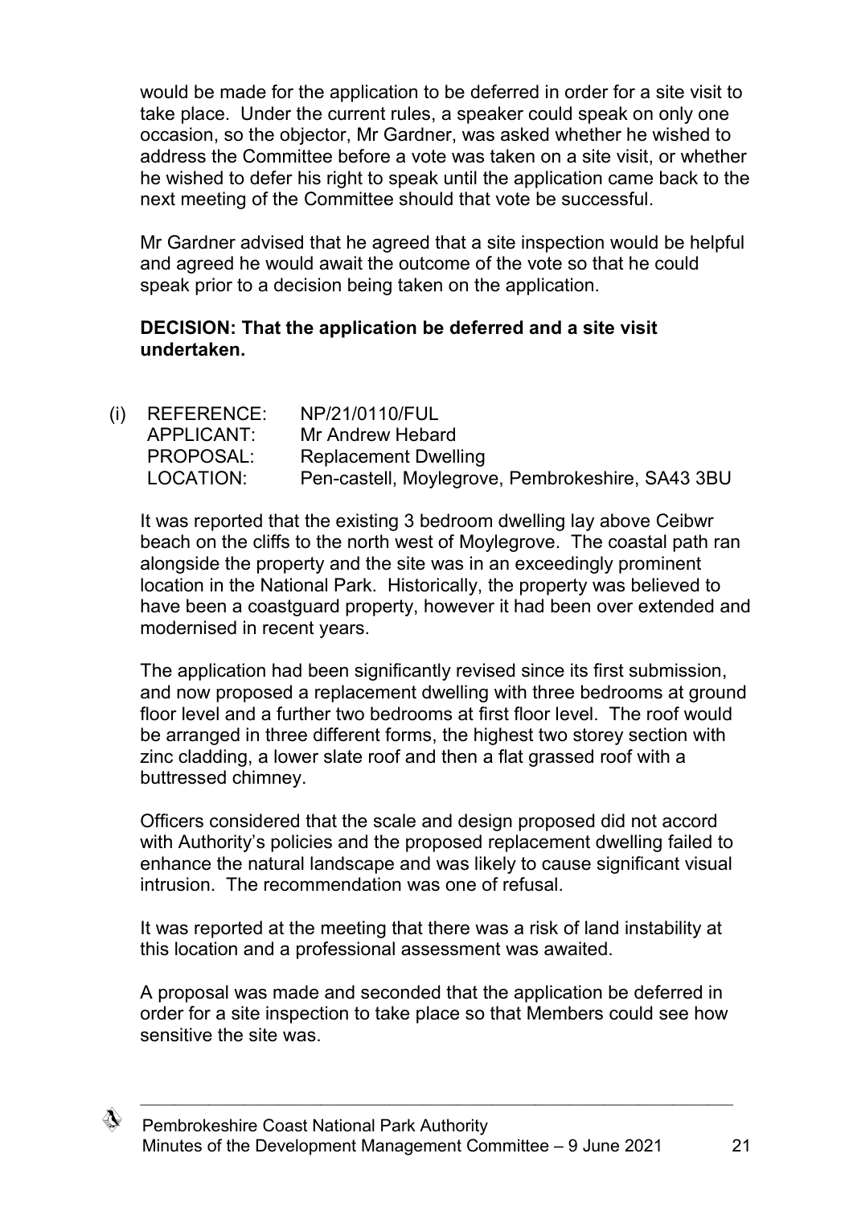would be made for the application to be deferred in order for a site visit to take place. Under the current rules, a speaker could speak on only one occasion, so the objector, Mr Gardner, was asked whether he wished to address the Committee before a vote was taken on a site visit, or whether he wished to defer his right to speak until the application came back to the next meeting of the Committee should that vote be successful.

Mr Gardner advised that he agreed that a site inspection would be helpful and agreed he would await the outcome of the vote so that he could speak prior to a decision being taken on the application.

**DECISION: That the application be deferred and a site visit undertaken.**

(i) REFERENCE: NP/21/0110/FUL
APPLICANT: Mr Andrew Hebard
PROPOSAL: Replacement Dwelling
LOCATION: Pen-castell, Moylegrove, Pembrokeshire, SA43 3BU

It was reported that the existing 3 bedroom dwelling lay above Ceibwr beach on the cliffs to the north west of Moylegrove. The coastal path ran alongside the property and the site was in an exceedingly prominent location in the National Park. Historically, the property was believed to have been a coastguard property, however it had been over extended and modernised in recent years.

The application had been significantly revised since its first submission, and now proposed a replacement dwelling with three bedrooms at ground floor level and a further two bedrooms at first floor level. The roof would be arranged in three different forms, the highest two storey section with zinc cladding, a lower slate roof and then a flat grassed roof with a buttressed chimney.

Officers considered that the scale and design proposed did not accord with Authority's policies and the proposed replacement dwelling failed to enhance the natural landscape and was likely to cause significant visual intrusion. The recommendation was one of refusal.

It was reported at the meeting that there was a risk of land instability at this location and a professional assessment was awaited.

A proposal was made and seconded that the application be deferred in order for a site inspection to take place so that Members could see how sensitive the site was.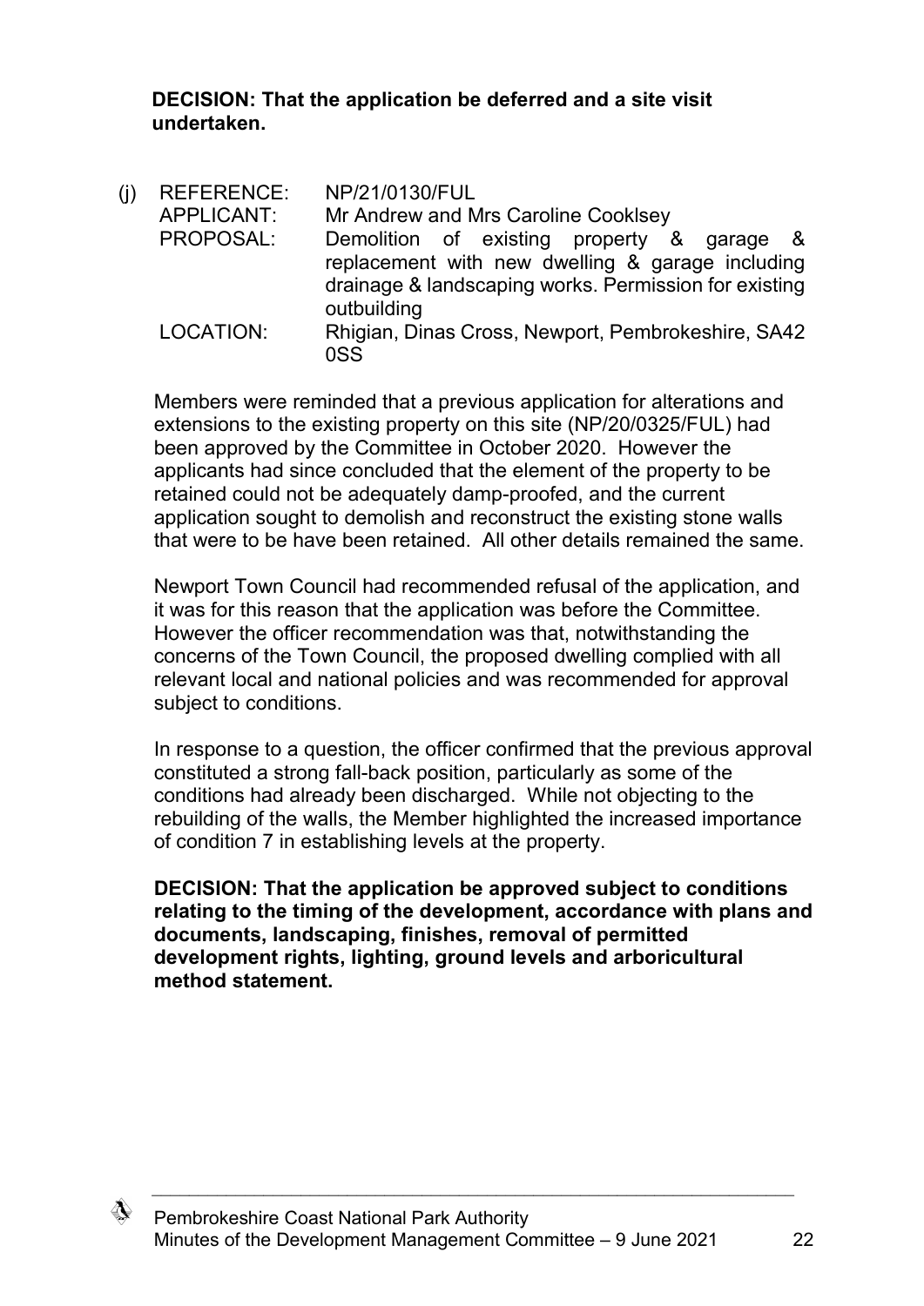**DECISION: That the application be deferred and a site visit undertaken.**

(j) REFERENCE: NP/21/0130/FUL
APPLICANT: Mr Andrew and Mrs Caroline Cooklsey
PROPOSAL: Demolition of existing property & garage & replacement with new dwelling & garage including drainage & landscaping works. Permission for existing outbuilding
LOCATION: Rhigian, Dinas Cross, Newport, Pembrokeshire, SA42 0SS

Members were reminded that a previous application for alterations and extensions to the existing property on this site (NP/20/0325/FUL) had been approved by the Committee in October 2020. However the applicants had since concluded that the element of the property to be retained could not be adequately damp-proofed, and the current application sought to demolish and reconstruct the existing stone walls that were to be have been retained. All other details remained the same.

Newport Town Council had recommended refusal of the application, and it was for this reason that the application was before the Committee. However the officer recommendation was that, notwithstanding the concerns of the Town Council, the proposed dwelling complied with all relevant local and national policies and was recommended for approval subject to conditions.

In response to a question, the officer confirmed that the previous approval constituted a strong fall-back position, particularly as some of the conditions had already been discharged. While not objecting to the rebuilding of the walls, the Member highlighted the increased importance of condition 7 in establishing levels at the property.

**DECISION: That the application be approved subject to conditions relating to the timing of the development, accordance with plans and documents, landscaping, finishes, removal of permitted development rights, lighting, ground levels and arboricultural method statement.**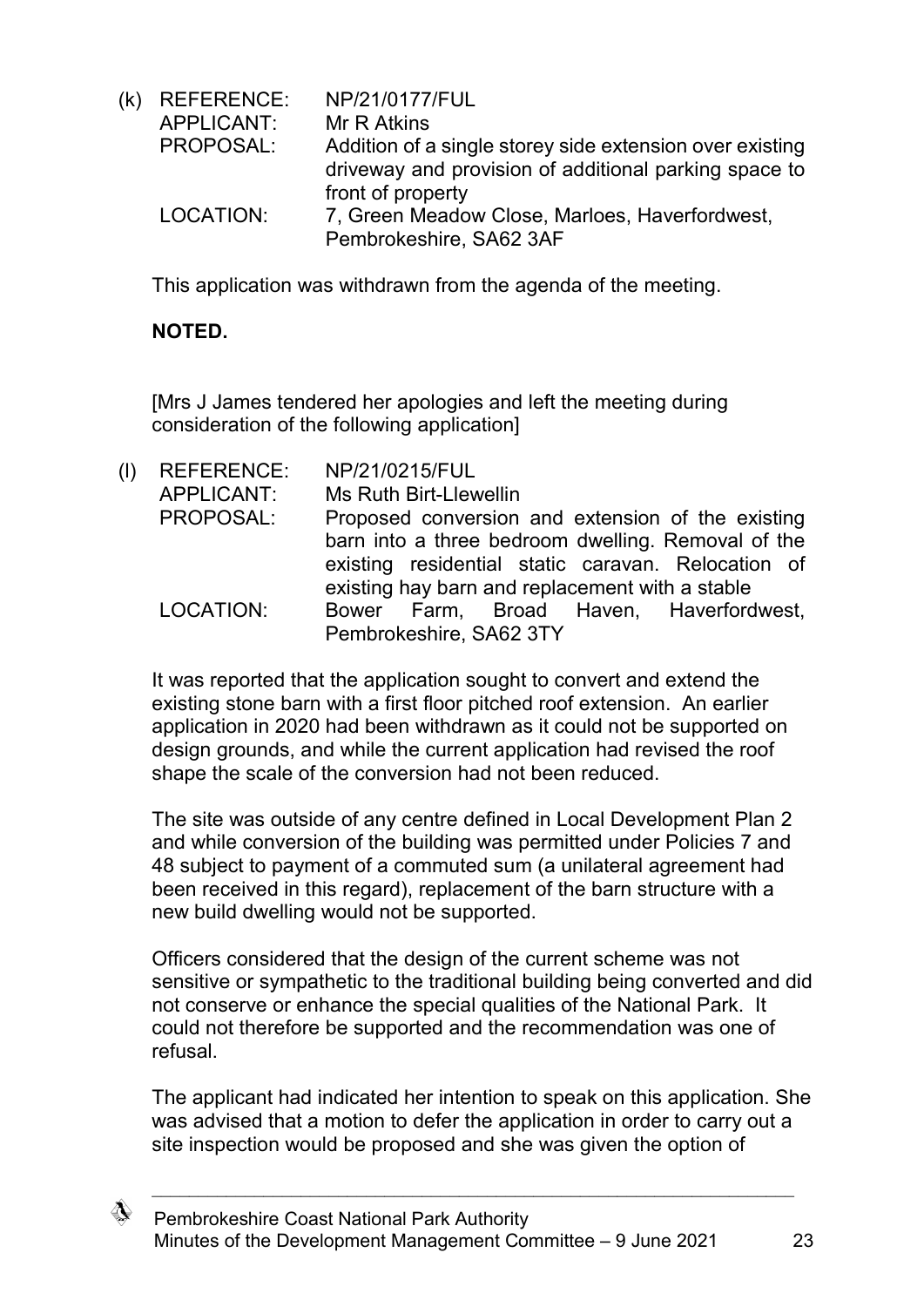(k) REFERENCE: NP/21/0177/FUL
APPLICANT: Mr R Atkins
PROPOSAL: Addition of a single storey side extension over existing driveway and provision of additional parking space to front of property
LOCATION: 7, Green Meadow Close, Marloes, Haverfordwest, Pembrokeshire, SA62 3AF

This application was withdrawn from the agenda of the meeting.

**NOTED.**

[Mrs J James tendered her apologies and left the meeting during consideration of the following application]

(l) REFERENCE: NP/21/0215/FUL
APPLICANT: Ms Ruth Birt-Llewellin
PROPOSAL: Proposed conversion and extension of the existing barn into a three bedroom dwelling. Removal of the existing residential static caravan. Relocation of existing hay barn and replacement with a stable
LOCATION: Bower Farm, Broad Haven, Haverfordwest, Pembrokeshire, SA62 3TY

It was reported that the application sought to convert and extend the existing stone barn with a first floor pitched roof extension. An earlier application in 2020 had been withdrawn as it could not be supported on design grounds, and while the current application had revised the roof shape the scale of the conversion had not been reduced.

The site was outside of any centre defined in Local Development Plan 2 and while conversion of the building was permitted under Policies 7 and 48 subject to payment of a commuted sum (a unilateral agreement had been received in this regard), replacement of the barn structure with a new build dwelling would not be supported.

Officers considered that the design of the current scheme was not sensitive or sympathetic to the traditional building being converted and did not conserve or enhance the special qualities of the National Park. It could not therefore be supported and the recommendation was one of refusal.

The applicant had indicated her intention to speak on this application. She was advised that a motion to defer the application in order to carry out a site inspection would be proposed and she was given the option of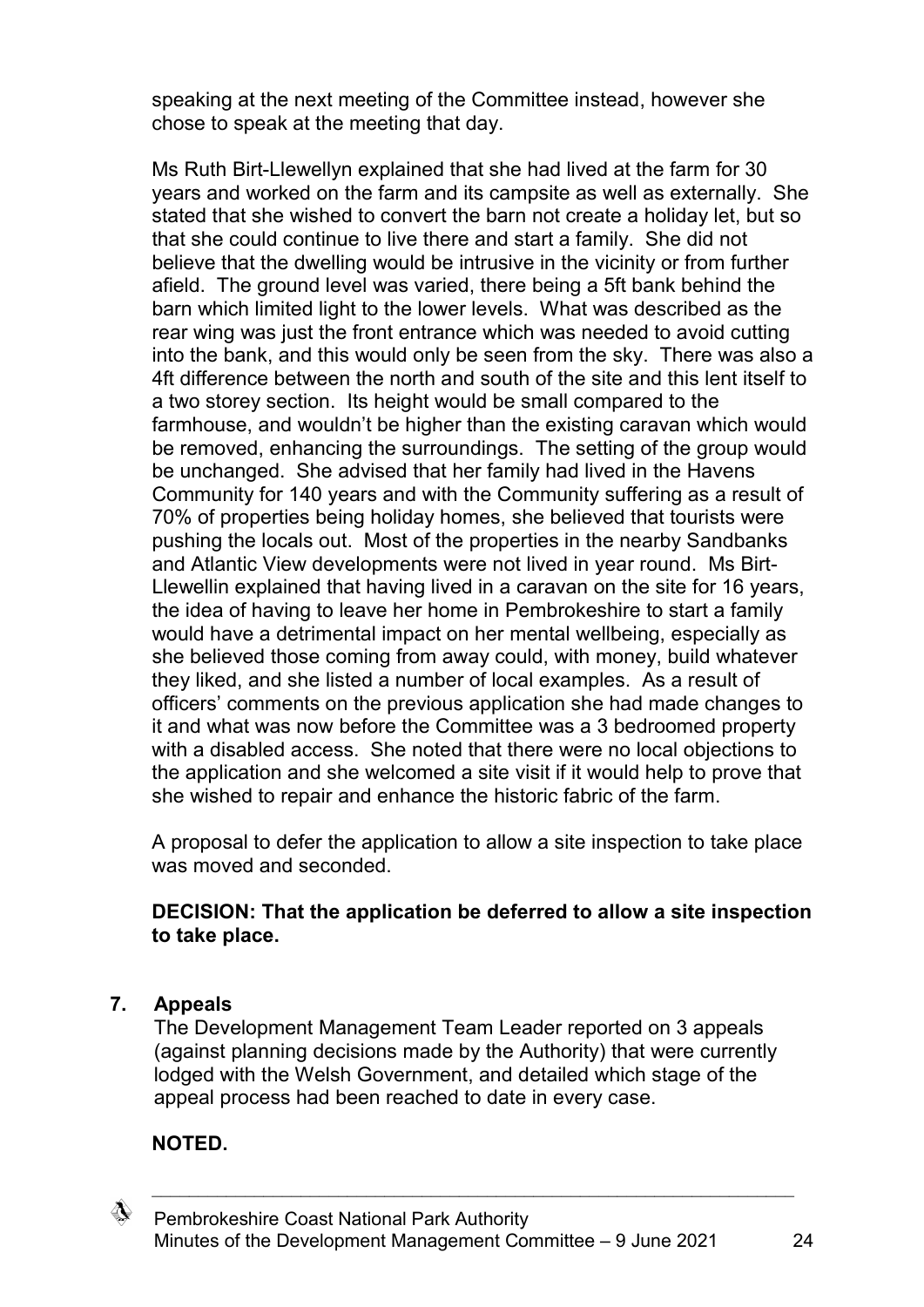speaking at the next meeting of the Committee instead, however she chose to speak at the meeting that day.

Ms Ruth Birt-Llewellyn explained that she had lived at the farm for 30 years and worked on the farm and its campsite as well as externally. She stated that she wished to convert the barn not create a holiday let, but so that she could continue to live there and start a family. She did not believe that the dwelling would be intrusive in the vicinity or from further afield. The ground level was varied, there being a 5ft bank behind the barn which limited light to the lower levels. What was described as the rear wing was just the front entrance which was needed to avoid cutting into the bank, and this would only be seen from the sky. There was also a 4ft difference between the north and south of the site and this lent itself to a two storey section. Its height would be small compared to the farmhouse, and wouldn't be higher than the existing caravan which would be removed, enhancing the surroundings. The setting of the group would be unchanged. She advised that her family had lived in the Havens Community for 140 years and with the Community suffering as a result of 70% of properties being holiday homes, she believed that tourists were pushing the locals out. Most of the properties in the nearby Sandbanks and Atlantic View developments were not lived in year round. Ms Birt-Llewellin explained that having lived in a caravan on the site for 16 years, the idea of having to leave her home in Pembrokeshire to start a family would have a detrimental impact on her mental wellbeing, especially as she believed those coming from away could, with money, build whatever they liked, and she listed a number of local examples. As a result of officers' comments on the previous application she had made changes to it and what was now before the Committee was a 3 bedroomed property with a disabled access. She noted that there were no local objections to the application and she welcomed a site visit if it would help to prove that she wished to repair and enhance the historic fabric of the farm.

A proposal to defer the application to allow a site inspection to take place was moved and seconded.

**DECISION: That the application be deferred to allow a site inspection to take place.**

## 7. Appeals

The Development Management Team Leader reported on 3 appeals (against planning decisions made by the Authority) that were currently lodged with the Welsh Government, and detailed which stage of the appeal process had been reached to date in every case.

**NOTED.**